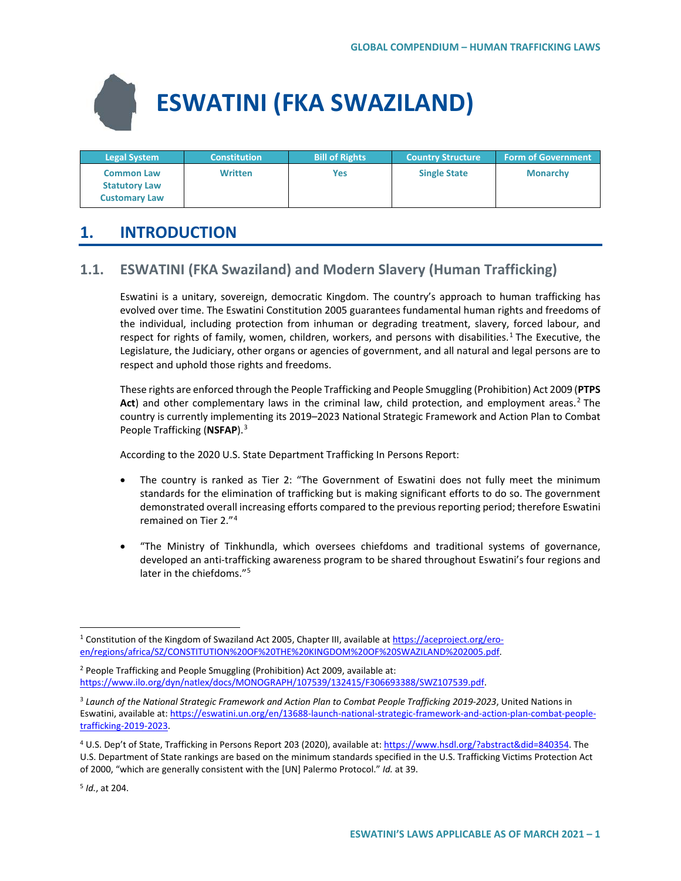# ESWATINI (FKA SWAZILAND)

| Legal System | Constitution | Bill of Rights | Country Structure | Form of Government |
|---|---|---|---|---|
| Common Law<br>Statutory Law<br>Customary Law | Written | Yes | Single State | Monarchy |

## 1. INTRODUCTION

### 1.1. ESWATINI (FKA Swaziland) and Modern Slavery (Human Trafficking)

Eswatini is a unitary, sovereign, democratic Kingdom. The country's approach to human trafficking has evolved over time. The Eswatini Constitution 2005 guarantees fundamental human rights and freedoms of the individual, including protection from inhuman or degrading treatment, slavery, forced labour, and respect for rights of family, women, children, workers, and persons with disabilities.[1] The Executive, the Legislature, the Judiciary, other organs or agencies of government, and all natural and legal persons are to respect and uphold those rights and freedoms.

These rights are enforced through the People Trafficking and People Smuggling (Prohibition) Act 2009 (**PTPS Act**) and other complementary laws in the criminal law, child protection, and employment areas.[2] The country is currently implementing its 2019–2023 National Strategic Framework and Action Plan to Combat People Trafficking (**NSFAP**).[3]

According to the 2020 U.S. State Department Trafficking In Persons Report:

- The country is ranked as Tier 2: "The Government of Eswatini does not fully meet the minimum standards for the elimination of trafficking but is making significant efforts to do so. The government demonstrated overall increasing efforts compared to the previous reporting period; therefore Eswatini remained on Tier 2."[4]
- "The Ministry of Tinkhundla, which oversees chiefdoms and traditional systems of governance, developed an anti-trafficking awareness program to be shared throughout Eswatini's four regions and later in the chiefdoms."[5]

---

[1] Constitution of the Kingdom of Swaziland Act 2005, Chapter III, available at https://aceproject.org/ero-en/regions/africa/SZ/CONSTITUTION%20OF%20THE%20KINGDOM%20OF%20SWAZILAND%202005.pdf.

[2] People Trafficking and People Smuggling (Prohibition) Act 2009, available at: https://www.ilo.org/dyn/natlex/docs/MONOGRAPH/107539/132415/F306693388/SWZ107539.pdf.

[3] *Launch of the National Strategic Framework and Action Plan to Combat People Trafficking 2019-2023*, United Nations in Eswatini, available at: https://eswatini.un.org/en/13688-launch-national-strategic-framework-and-action-plan-combat-people-trafficking-2019-2023.

[4] U.S. Dep't of State, Trafficking in Persons Report 203 (2020), available at: https://www.hsdl.org/?abstract&did=840354. The U.S. Department of State rankings are based on the minimum standards specified in the U.S. Trafficking Victims Protection Act of 2000, "which are generally consistent with the [UN] Palermo Protocol." *Id.* at 39.

[5] *Id.*, at 204.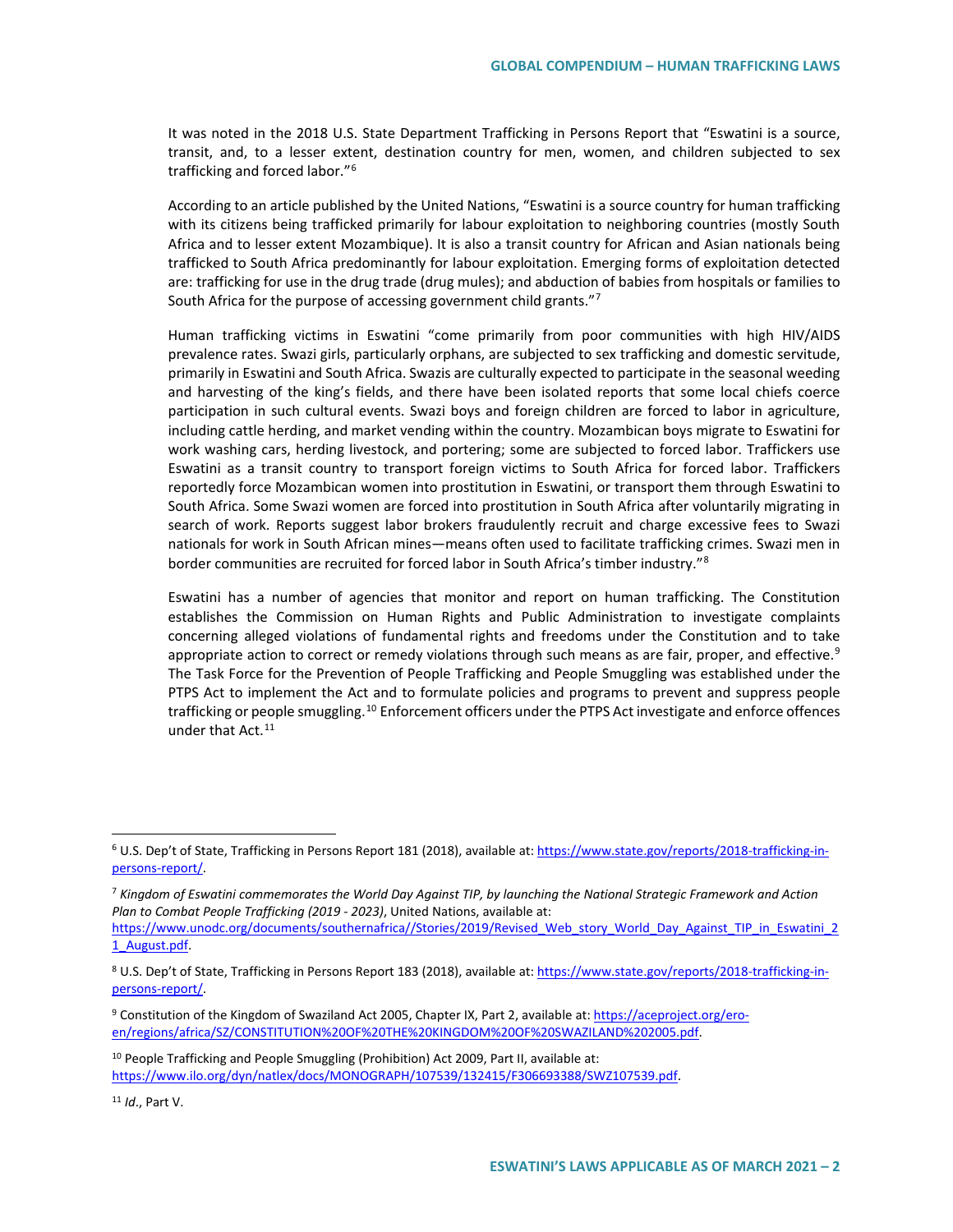It was noted in the 2018 U.S. State Department Trafficking in Persons Report that "Eswatini is a source, transit, and, to a lesser extent, destination country for men, women, and children subjected to sex trafficking and forced labor."[6]

According to an article published by the United Nations, "Eswatini is a source country for human trafficking with its citizens being trafficked primarily for labour exploitation to neighboring countries (mostly South Africa and to lesser extent Mozambique). It is also a transit country for African and Asian nationals being trafficked to South Africa predominantly for labour exploitation. Emerging forms of exploitation detected are: trafficking for use in the drug trade (drug mules); and abduction of babies from hospitals or families to South Africa for the purpose of accessing government child grants."[7]

Human trafficking victims in Eswatini "come primarily from poor communities with high HIV/AIDS prevalence rates. Swazi girls, particularly orphans, are subjected to sex trafficking and domestic servitude, primarily in Eswatini and South Africa. Swazis are culturally expected to participate in the seasonal weeding and harvesting of the king's fields, and there have been isolated reports that some local chiefs coerce participation in such cultural events. Swazi boys and foreign children are forced to labor in agriculture, including cattle herding, and market vending within the country. Mozambican boys migrate to Eswatini for work washing cars, herding livestock, and portering; some are subjected to forced labor. Traffickers use Eswatini as a transit country to transport foreign victims to South Africa for forced labor. Traffickers reportedly force Mozambican women into prostitution in Eswatini, or transport them through Eswatini to South Africa. Some Swazi women are forced into prostitution in South Africa after voluntarily migrating in search of work. Reports suggest labor brokers fraudulently recruit and charge excessive fees to Swazi nationals for work in South African mines—means often used to facilitate trafficking crimes. Swazi men in border communities are recruited for forced labor in South Africa's timber industry."[8]

Eswatini has a number of agencies that monitor and report on human trafficking. The Constitution establishes the Commission on Human Rights and Public Administration to investigate complaints concerning alleged violations of fundamental rights and freedoms under the Constitution and to take appropriate action to correct or remedy violations through such means as are fair, proper, and effective.[9] The Task Force for the Prevention of People Trafficking and People Smuggling was established under the PTPS Act to implement the Act and to formulate policies and programs to prevent and suppress people trafficking or people smuggling.[10] Enforcement officers under the PTPS Act investigate and enforce offences under that Act.[11]

---

[6] U.S. Dep't of State, Trafficking in Persons Report 181 (2018), available at: https://www.state.gov/reports/2018-trafficking-in-persons-report/.

[7] *Kingdom of Eswatini commemorates the World Day Against TIP, by launching the National Strategic Framework and Action Plan to Combat People Trafficking (2019 - 2023)*, United Nations, available at: https://www.unodc.org/documents/southernafrica//Stories/2019/Revised_Web_story_World_Day_Against_TIP_in_Eswatini_21_August.pdf.

[8] U.S. Dep't of State, Trafficking in Persons Report 183 (2018), available at: https://www.state.gov/reports/2018-trafficking-in-persons-report/.

[9] Constitution of the Kingdom of Swaziland Act 2005, Chapter IX, Part 2, available at: https://aceproject.org/ero-en/regions/africa/SZ/CONSTITUTION%20OF%20THE%20KINGDOM%20OF%20SWAZILAND%202005.pdf.

[10] People Trafficking and People Smuggling (Prohibition) Act 2009, Part II, available at: https://www.ilo.org/dyn/natlex/docs/MONOGRAPH/107539/132415/F306693388/SWZ107539.pdf.

[11] *Id*., Part V.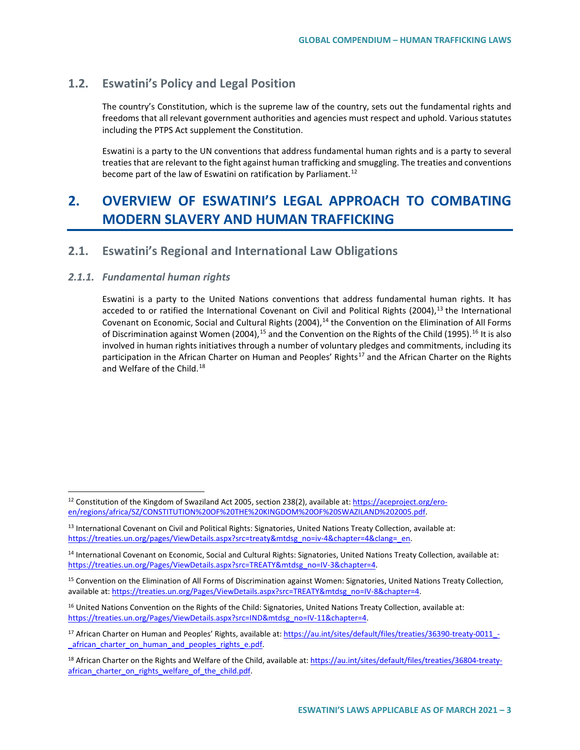## 1.2. Eswatini's Policy and Legal Position

The country's Constitution, which is the supreme law of the country, sets out the fundamental rights and freedoms that all relevant government authorities and agencies must respect and uphold. Various statutes including the PTPS Act supplement the Constitution.

Eswatini is a party to the UN conventions that address fundamental human rights and is a party to several treaties that are relevant to the fight against human trafficking and smuggling. The treaties and conventions become part of the law of Eswatini on ratification by Parliament.[12]

# 2. OVERVIEW OF ESWATINI'S LEGAL APPROACH TO COMBATING MODERN SLAVERY AND HUMAN TRAFFICKING

## 2.1. Eswatini's Regional and International Law Obligations

### *2.1.1. Fundamental human rights*

Eswatini is a party to the United Nations conventions that address fundamental human rights. It has acceded to or ratified the International Covenant on Civil and Political Rights (2004),[13] the International Covenant on Economic, Social and Cultural Rights (2004),[14] the Convention on the Elimination of All Forms of Discrimination against Women (2004),[15] and the Convention on the Rights of the Child (1995).[16] It is also involved in human rights initiatives through a number of voluntary pledges and commitments, including its participation in the African Charter on Human and Peoples' Rights[17] and the African Charter on the Rights and Welfare of the Child.[18]

---

[12] Constitution of the Kingdom of Swaziland Act 2005, section 238(2), available at: https://aceproject.org/ero-en/regions/africa/SZ/CONSTITUTION%20OF%20THE%20KINGDOM%20OF%20SWAZILAND%202005.pdf.

[13] International Covenant on Civil and Political Rights: Signatories, United Nations Treaty Collection, available at: https://treaties.un.org/pages/ViewDetails.aspx?src=treaty&mtdsg_no=iv-4&chapter=4&clang=_en.

[14] International Covenant on Economic, Social and Cultural Rights: Signatories, United Nations Treaty Collection, available at: https://treaties.un.org/Pages/ViewDetails.aspx?src=TREATY&mtdsg_no=IV-3&chapter=4.

[15] Convention on the Elimination of All Forms of Discrimination against Women: Signatories, United Nations Treaty Collection, available at: https://treaties.un.org/Pages/ViewDetails.aspx?src=TREATY&mtdsg_no=IV-8&chapter=4.

[16] United Nations Convention on the Rights of the Child: Signatories, United Nations Treaty Collection, available at: https://treaties.un.org/Pages/ViewDetails.aspx?src=IND&mtdsg_no=IV-11&chapter=4.

[17] African Charter on Human and Peoples' Rights, available at: https://au.int/sites/default/files/treaties/36390-treaty-0011_-_african_charter_on_human_and_peoples_rights_e.pdf.

[18] African Charter on the Rights and Welfare of the Child, available at: https://au.int/sites/default/files/treaties/36804-treaty-african_charter_on_rights_welfare_of_the_child.pdf.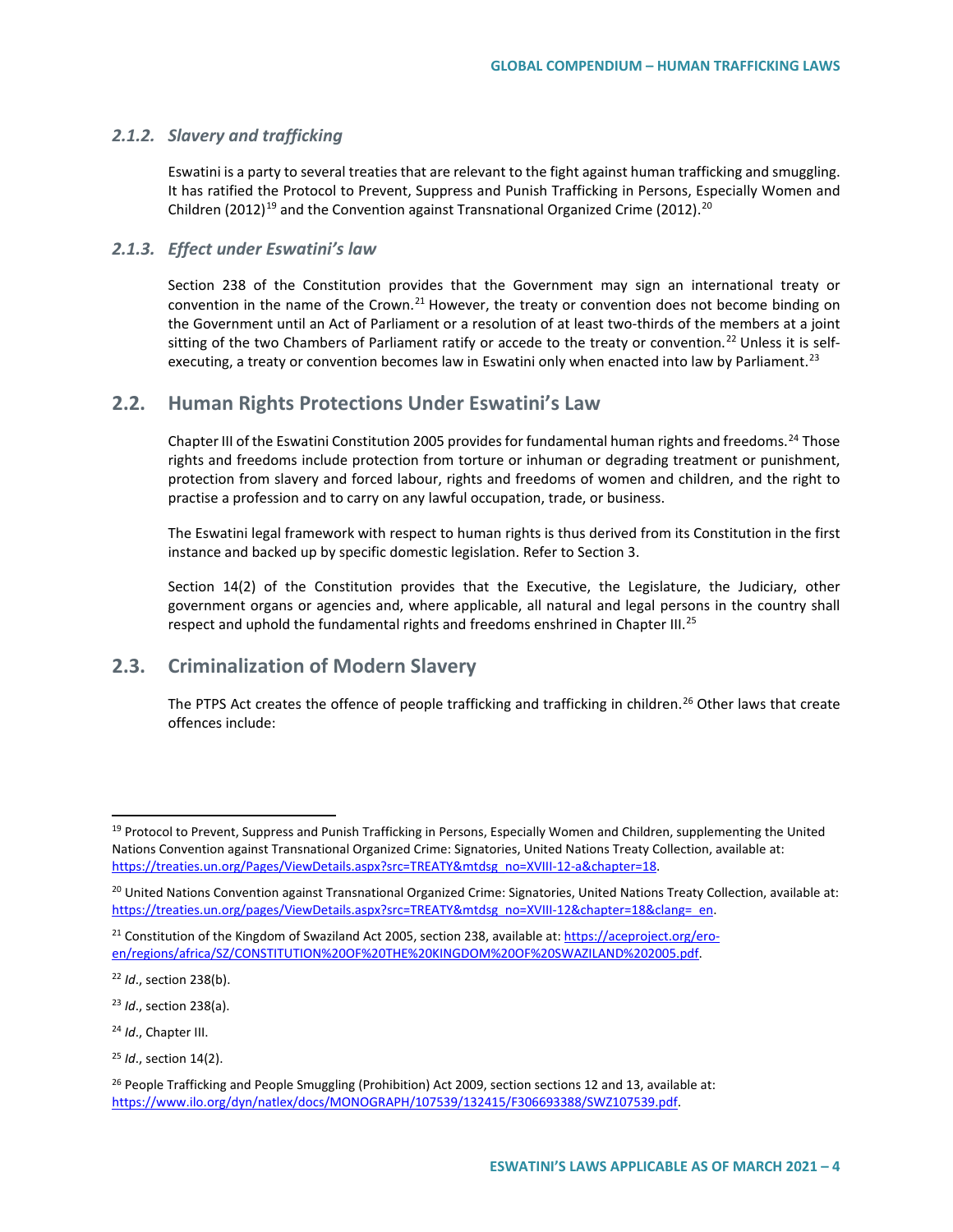### *2.1.2. Slavery and trafficking*

Eswatini is a party to several treaties that are relevant to the fight against human trafficking and smuggling. It has ratified the Protocol to Prevent, Suppress and Punish Trafficking in Persons, Especially Women and Children (2012)[19] and the Convention against Transnational Organized Crime (2012).[20]

### *2.1.3. Effect under Eswatini's law*

Section 238 of the Constitution provides that the Government may sign an international treaty or convention in the name of the Crown.[21] However, the treaty or convention does not become binding on the Government until an Act of Parliament or a resolution of at least two-thirds of the members at a joint sitting of the two Chambers of Parliament ratify or accede to the treaty or convention.[22] Unless it is self-executing, a treaty or convention becomes law in Eswatini only when enacted into law by Parliament.[23]

## 2.2. Human Rights Protections Under Eswatini's Law

Chapter III of the Eswatini Constitution 2005 provides for fundamental human rights and freedoms.[24] Those rights and freedoms include protection from torture or inhuman or degrading treatment or punishment, protection from slavery and forced labour, rights and freedoms of women and children, and the right to practise a profession and to carry on any lawful occupation, trade, or business.

The Eswatini legal framework with respect to human rights is thus derived from its Constitution in the first instance and backed up by specific domestic legislation. Refer to Section 3.

Section 14(2) of the Constitution provides that the Executive, the Legislature, the Judiciary, other government organs or agencies and, where applicable, all natural and legal persons in the country shall respect and uphold the fundamental rights and freedoms enshrined in Chapter III.[25]

## 2.3. Criminalization of Modern Slavery

The PTPS Act creates the offence of people trafficking and trafficking in children.[26] Other laws that create offences include:

---

[19] Protocol to Prevent, Suppress and Punish Trafficking in Persons, Especially Women and Children, supplementing the United Nations Convention against Transnational Organized Crime: Signatories, United Nations Treaty Collection, available at: https://treaties.un.org/Pages/ViewDetails.aspx?src=TREATY&mtdsg_no=XVIII-12-a&chapter=18.

[20] United Nations Convention against Transnational Organized Crime: Signatories, United Nations Treaty Collection, available at: https://treaties.un.org/pages/ViewDetails.aspx?src=TREATY&mtdsg_no=XVIII-12&chapter=18&clang=_en.

[21] Constitution of the Kingdom of Swaziland Act 2005, section 238, available at: https://aceproject.org/ero-en/regions/africa/SZ/CONSTITUTION%20OF%20THE%20KINGDOM%20OF%20SWAZILAND%202005.pdf.

[22] *Id*., section 238(b).

[23] *Id*., section 238(a).

[24] *Id*., Chapter III.

[25] *Id*., section 14(2).

[26] People Trafficking and People Smuggling (Prohibition) Act 2009, section sections 12 and 13, available at: https://www.ilo.org/dyn/natlex/docs/MONOGRAPH/107539/132415/F306693388/SWZ107539.pdf.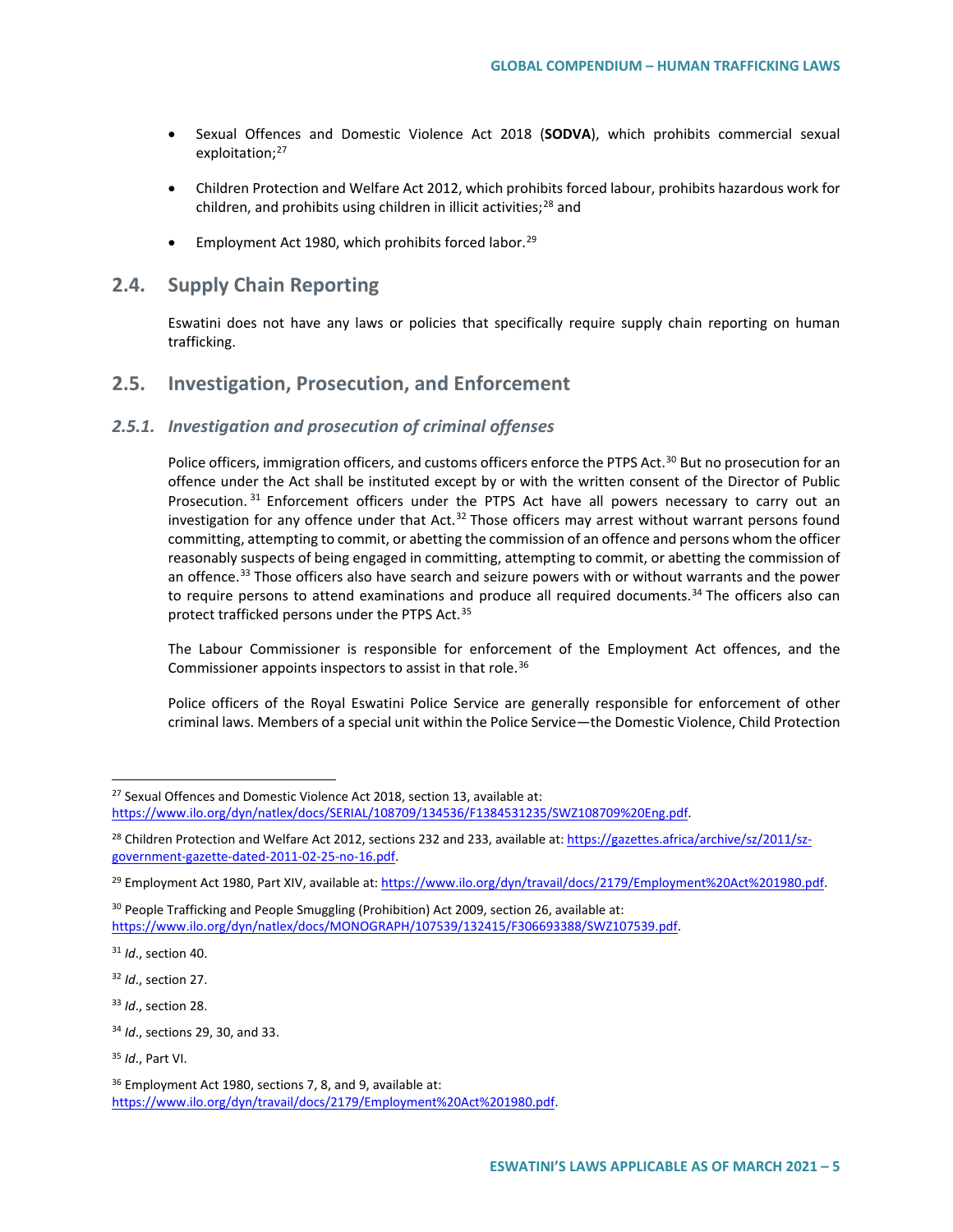- Sexual Offences and Domestic Violence Act 2018 (**SODVA**), which prohibits commercial sexual exploitation;[27]
- Children Protection and Welfare Act 2012, which prohibits forced labour, prohibits hazardous work for children, and prohibits using children in illicit activities;[28] and
- Employment Act 1980, which prohibits forced labor.[29]

## 2.4. Supply Chain Reporting

Eswatini does not have any laws or policies that specifically require supply chain reporting on human trafficking.

## 2.5. Investigation, Prosecution, and Enforcement

### *2.5.1. Investigation and prosecution of criminal offenses*

Police officers, immigration officers, and customs officers enforce the PTPS Act.[30] But no prosecution for an offence under the Act shall be instituted except by or with the written consent of the Director of Public Prosecution.[31] Enforcement officers under the PTPS Act have all powers necessary to carry out an investigation for any offence under that Act.[32] Those officers may arrest without warrant persons found committing, attempting to commit, or abetting the commission of an offence and persons whom the officer reasonably suspects of being engaged in committing, attempting to commit, or abetting the commission of an offence.[33] Those officers also have search and seizure powers with or without warrants and the power to require persons to attend examinations and produce all required documents.[34] The officers also can protect trafficked persons under the PTPS Act.[35]

The Labour Commissioner is responsible for enforcement of the Employment Act offences, and the Commissioner appoints inspectors to assist in that role.[36]

Police officers of the Royal Eswatini Police Service are generally responsible for enforcement of other criminal laws. Members of a special unit within the Police Service—the Domestic Violence, Child Protection

---

[27] Sexual Offences and Domestic Violence Act 2018, section 13, available at: https://www.ilo.org/dyn/natlex/docs/SERIAL/108709/134536/F1384531235/SWZ108709%20Eng.pdf.

[28] Children Protection and Welfare Act 2012, sections 232 and 233, available at: https://gazettes.africa/archive/sz/2011/sz-government-gazette-dated-2011-02-25-no-16.pdf.

[29] Employment Act 1980, Part XIV, available at: https://www.ilo.org/dyn/travail/docs/2179/Employment%20Act%201980.pdf.

[30] People Trafficking and People Smuggling (Prohibition) Act 2009, section 26, available at: https://www.ilo.org/dyn/natlex/docs/MONOGRAPH/107539/132415/F306693388/SWZ107539.pdf.

[31] *Id*., section 40.

[32] *Id*., section 27.

[33] *Id*., section 28.

[34] *Id*., sections 29, 30, and 33.

[35] *Id*., Part VI.

[36] Employment Act 1980, sections 7, 8, and 9, available at: https://www.ilo.org/dyn/travail/docs/2179/Employment%20Act%201980.pdf.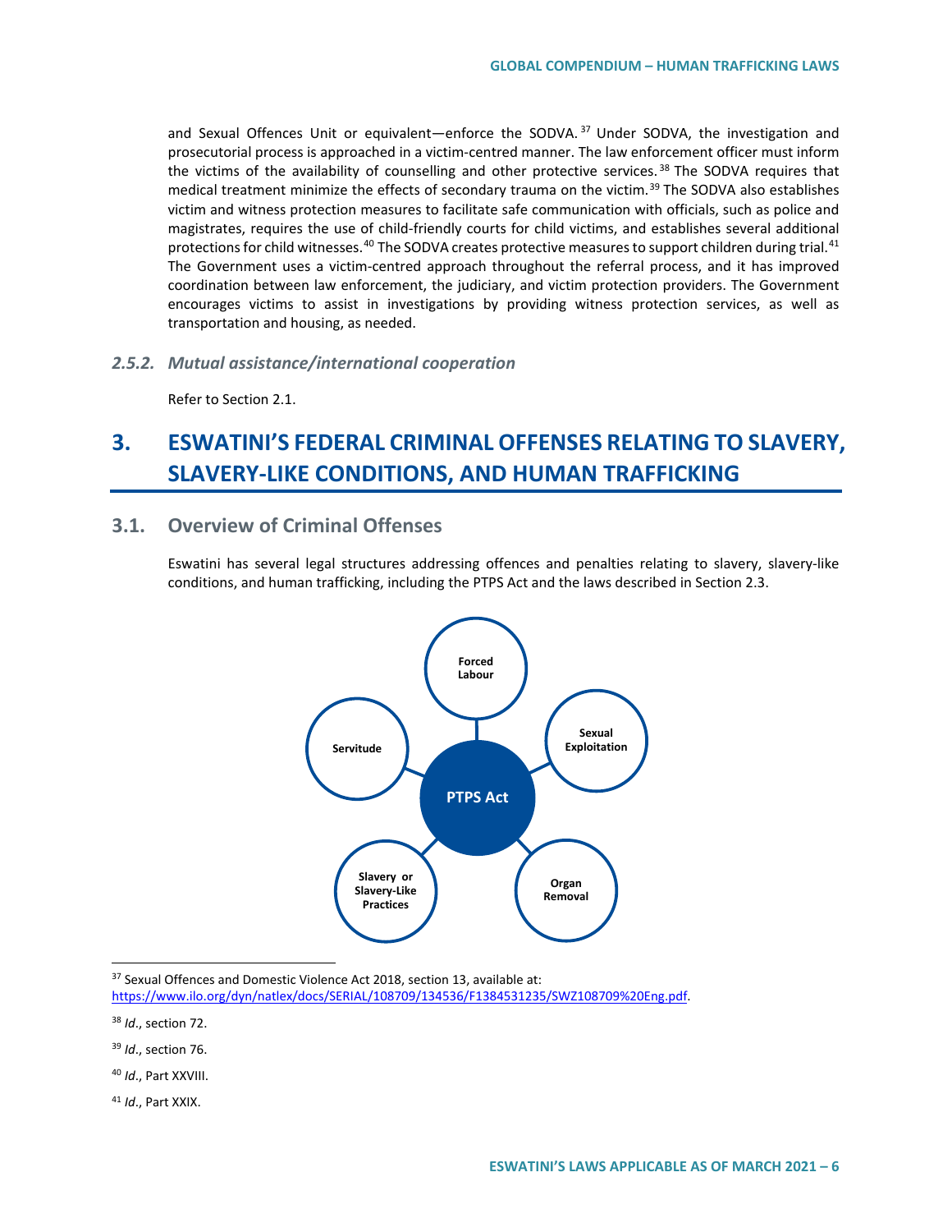and Sexual Offences Unit or equivalent—enforce the SODVA.[37] Under SODVA, the investigation and prosecutorial process is approached in a victim-centred manner. The law enforcement officer must inform the victims of the availability of counselling and other protective services.[38] The SODVA requires that medical treatment minimize the effects of secondary trauma on the victim.[39] The SODVA also establishes victim and witness protection measures to facilitate safe communication with officials, such as police and magistrates, requires the use of child-friendly courts for child victims, and establishes several additional protections for child witnesses.[40] The SODVA creates protective measures to support children during trial.[41] The Government uses a victim-centred approach throughout the referral process, and it has improved coordination between law enforcement, the judiciary, and victim protection providers. The Government encourages victims to assist in investigations by providing witness protection services, as well as transportation and housing, as needed.

### *2.5.2. Mutual assistance/international cooperation*

Refer to Section 2.1.

# 3. ESWATINI'S FEDERAL CRIMINAL OFFENSES RELATING TO SLAVERY, SLAVERY-LIKE CONDITIONS, AND HUMAN TRAFFICKING

## 3.1. Overview of Criminal Offenses

Eswatini has several legal structures addressing offences and penalties relating to slavery, slavery-like conditions, and human trafficking, including the PTPS Act and the laws described in Section 2.3.

PTPS Act

- Forced Labour
- Sexual Exploitation
- Organ Removal
- Slavery or Slavery-Like Practices
- Servitude

---

[37] Sexual Offences and Domestic Violence Act 2018, section 13, available at: https://www.ilo.org/dyn/natlex/docs/SERIAL/108709/134536/F1384531235/SWZ108709%20Eng.pdf.

[38] *Id*., section 72.

[39] *Id*., section 76.

[40] *Id*., Part XXVIII.

[41] *Id*., Part XXIX.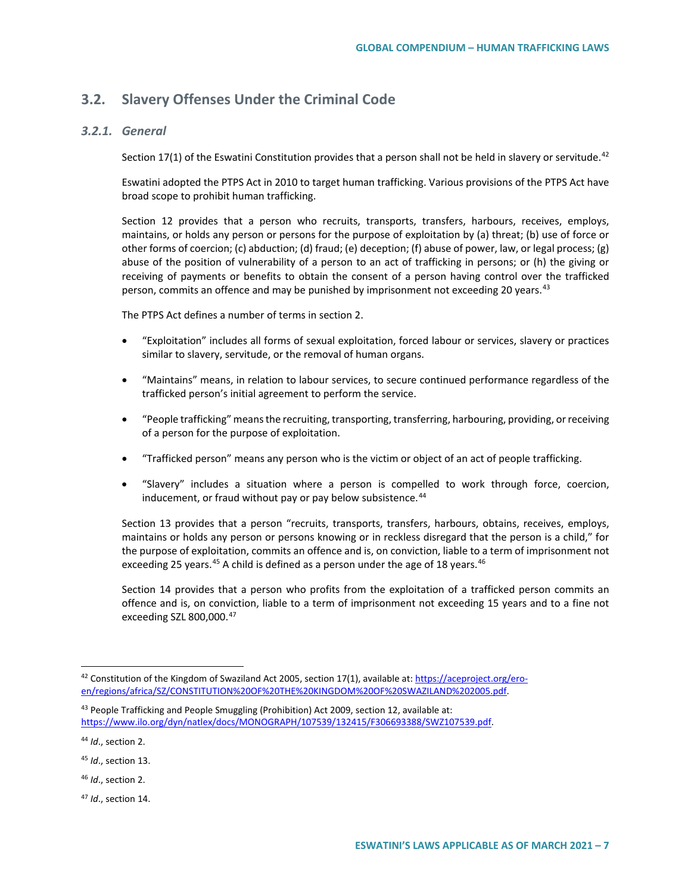## 3.2. Slavery Offenses Under the Criminal Code

### *3.2.1. General*

Section 17(1) of the Eswatini Constitution provides that a person shall not be held in slavery or servitude.[42]

Eswatini adopted the PTPS Act in 2010 to target human trafficking. Various provisions of the PTPS Act have broad scope to prohibit human trafficking.

Section 12 provides that a person who recruits, transports, transfers, harbours, receives, employs, maintains, or holds any person or persons for the purpose of exploitation by (a) threat; (b) use of force or other forms of coercion; (c) abduction; (d) fraud; (e) deception; (f) abuse of power, law, or legal process; (g) abuse of the position of vulnerability of a person to an act of trafficking in persons; or (h) the giving or receiving of payments or benefits to obtain the consent of a person having control over the trafficked person, commits an offence and may be punished by imprisonment not exceeding 20 years.[43]

The PTPS Act defines a number of terms in section 2.

- "Exploitation" includes all forms of sexual exploitation, forced labour or services, slavery or practices similar to slavery, servitude, or the removal of human organs.
- "Maintains" means, in relation to labour services, to secure continued performance regardless of the trafficked person's initial agreement to perform the service.
- "People trafficking" means the recruiting, transporting, transferring, harbouring, providing, or receiving of a person for the purpose of exploitation.
- "Trafficked person" means any person who is the victim or object of an act of people trafficking.
- "Slavery" includes a situation where a person is compelled to work through force, coercion, inducement, or fraud without pay or pay below subsistence.[44]

Section 13 provides that a person "recruits, transports, transfers, harbours, obtains, receives, employs, maintains or holds any person or persons knowing or in reckless disregard that the person is a child," for the purpose of exploitation, commits an offence and is, on conviction, liable to a term of imprisonment not exceeding 25 years.[45] A child is defined as a person under the age of 18 years.[46]

Section 14 provides that a person who profits from the exploitation of a trafficked person commits an offence and is, on conviction, liable to a term of imprisonment not exceeding 15 years and to a fine not exceeding SZL 800,000.[47]

---

[42] Constitution of the Kingdom of Swaziland Act 2005, section 17(1), available at: https://aceproject.org/ero-en/regions/africa/SZ/CONSTITUTION%20OF%20THE%20KINGDOM%20OF%20SWAZILAND%202005.pdf.

[43] People Trafficking and People Smuggling (Prohibition) Act 2009, section 12, available at: https://www.ilo.org/dyn/natlex/docs/MONOGRAPH/107539/132415/F306693388/SWZ107539.pdf.

[44] *Id*., section 2.

[45] *Id*., section 13.

[46] *Id*., section 2.

[47] *Id*., section 14.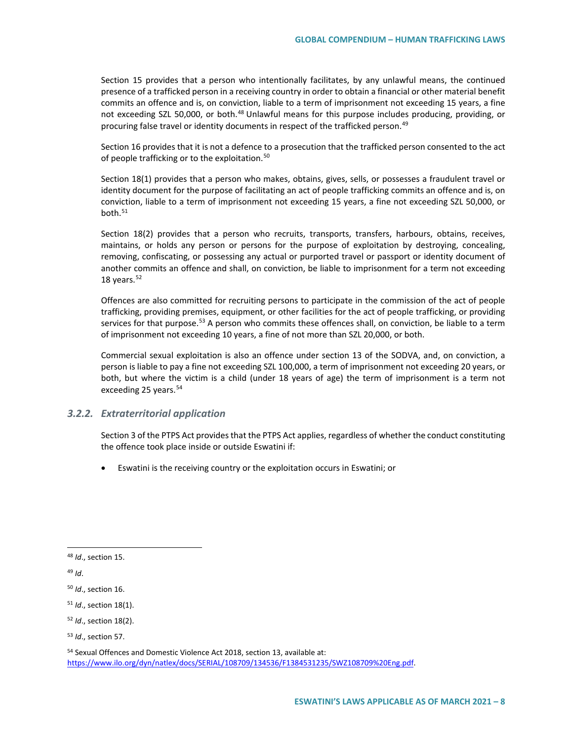Section 15 provides that a person who intentionally facilitates, by any unlawful means, the continued presence of a trafficked person in a receiving country in order to obtain a financial or other material benefit commits an offence and is, on conviction, liable to a term of imprisonment not exceeding 15 years, a fine not exceeding SZL 50,000, or both.[48] Unlawful means for this purpose includes producing, providing, or procuring false travel or identity documents in respect of the trafficked person.[49]

Section 16 provides that it is not a defence to a prosecution that the trafficked person consented to the act of people trafficking or to the exploitation.[50]

Section 18(1) provides that a person who makes, obtains, gives, sells, or possesses a fraudulent travel or identity document for the purpose of facilitating an act of people trafficking commits an offence and is, on conviction, liable to a term of imprisonment not exceeding 15 years, a fine not exceeding SZL 50,000, or both.[51]

Section 18(2) provides that a person who recruits, transports, transfers, harbours, obtains, receives, maintains, or holds any person or persons for the purpose of exploitation by destroying, concealing, removing, confiscating, or possessing any actual or purported travel or passport or identity document of another commits an offence and shall, on conviction, be liable to imprisonment for a term not exceeding 18 years.[52]

Offences are also committed for recruiting persons to participate in the commission of the act of people trafficking, providing premises, equipment, or other facilities for the act of people trafficking, or providing services for that purpose.[53] A person who commits these offences shall, on conviction, be liable to a term of imprisonment not exceeding 10 years, a fine of not more than SZL 20,000, or both.

Commercial sexual exploitation is also an offence under section 13 of the SODVA, and, on conviction, a person is liable to pay a fine not exceeding SZL 100,000, a term of imprisonment not exceeding 20 years, or both, but where the victim is a child (under 18 years of age) the term of imprisonment is a term not exceeding 25 years.[54]

### *3.2.2. Extraterritorial application*

Section 3 of the PTPS Act provides that the PTPS Act applies, regardless of whether the conduct constituting the offence took place inside or outside Eswatini if:

- Eswatini is the receiving country or the exploitation occurs in Eswatini; or

---

[48] *Id*., section 15.

[49] *Id*.

[50] *Id*., section 16.

[51] *Id*., section 18(1).

[52] *Id*., section 18(2).

[53] *Id*., section 57.

[54] Sexual Offences and Domestic Violence Act 2018, section 13, available at: https://www.ilo.org/dyn/natlex/docs/SERIAL/108709/134536/F1384531235/SWZ108709%20Eng.pdf.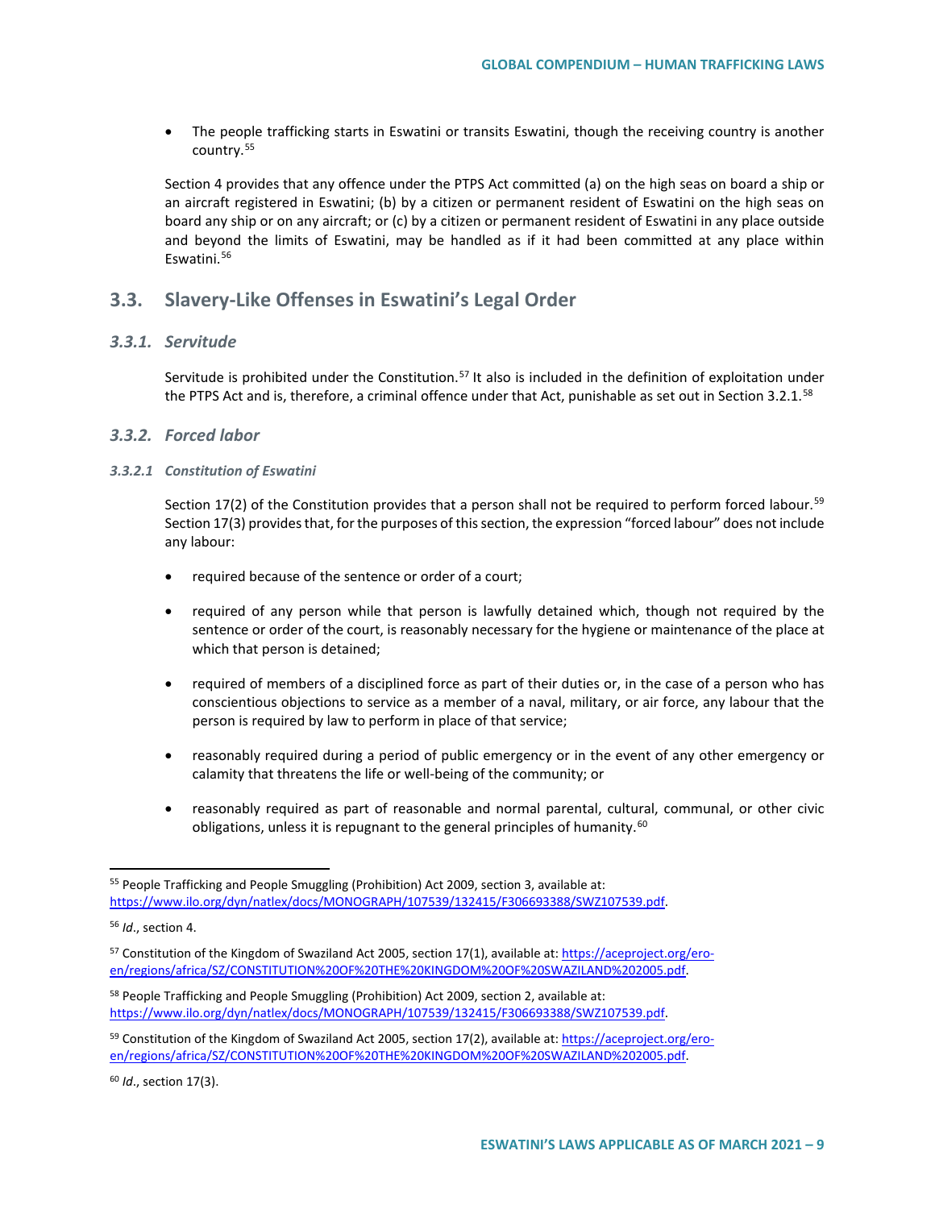- The people trafficking starts in Eswatini or transits Eswatini, though the receiving country is another country.[55]

Section 4 provides that any offence under the PTPS Act committed (a) on the high seas on board a ship or an aircraft registered in Eswatini; (b) by a citizen or permanent resident of Eswatini on the high seas on board any ship or on any aircraft; or (c) by a citizen or permanent resident of Eswatini in any place outside and beyond the limits of Eswatini, may be handled as if it had been committed at any place within Eswatini.[56]

## 3.3. Slavery-Like Offenses in Eswatini's Legal Order

### *3.3.1. Servitude*

Servitude is prohibited under the Constitution.[57] It also is included in the definition of exploitation under the PTPS Act and is, therefore, a criminal offence under that Act, punishable as set out in Section 3.2.1.[58]

### *3.3.2. Forced labor*

#### *3.3.2.1 Constitution of Eswatini*

Section 17(2) of the Constitution provides that a person shall not be required to perform forced labour.[59] Section 17(3) provides that, for the purposes of this section, the expression "forced labour" does not include any labour:

- required because of the sentence or order of a court;
- required of any person while that person is lawfully detained which, though not required by the sentence or order of the court, is reasonably necessary for the hygiene or maintenance of the place at which that person is detained;
- required of members of a disciplined force as part of their duties or, in the case of a person who has conscientious objections to service as a member of a naval, military, or air force, any labour that the person is required by law to perform in place of that service;
- reasonably required during a period of public emergency or in the event of any other emergency or calamity that threatens the life or well-being of the community; or
- reasonably required as part of reasonable and normal parental, cultural, communal, or other civic obligations, unless it is repugnant to the general principles of humanity.[60]

---

[55] People Trafficking and People Smuggling (Prohibition) Act 2009, section 3, available at: https://www.ilo.org/dyn/natlex/docs/MONOGRAPH/107539/132415/F306693388/SWZ107539.pdf.

[56] *Id*., section 4.

[57] Constitution of the Kingdom of Swaziland Act 2005, section 17(1), available at: https://aceproject.org/ero-en/regions/africa/SZ/CONSTITUTION%20OF%20THE%20KINGDOM%20OF%20SWAZILAND%202005.pdf.

[58] People Trafficking and People Smuggling (Prohibition) Act 2009, section 2, available at: https://www.ilo.org/dyn/natlex/docs/MONOGRAPH/107539/132415/F306693388/SWZ107539.pdf.

[59] Constitution of the Kingdom of Swaziland Act 2005, section 17(2), available at: https://aceproject.org/ero-en/regions/africa/SZ/CONSTITUTION%20OF%20THE%20KINGDOM%20OF%20SWAZILAND%202005.pdf.

[60] *Id*., section 17(3).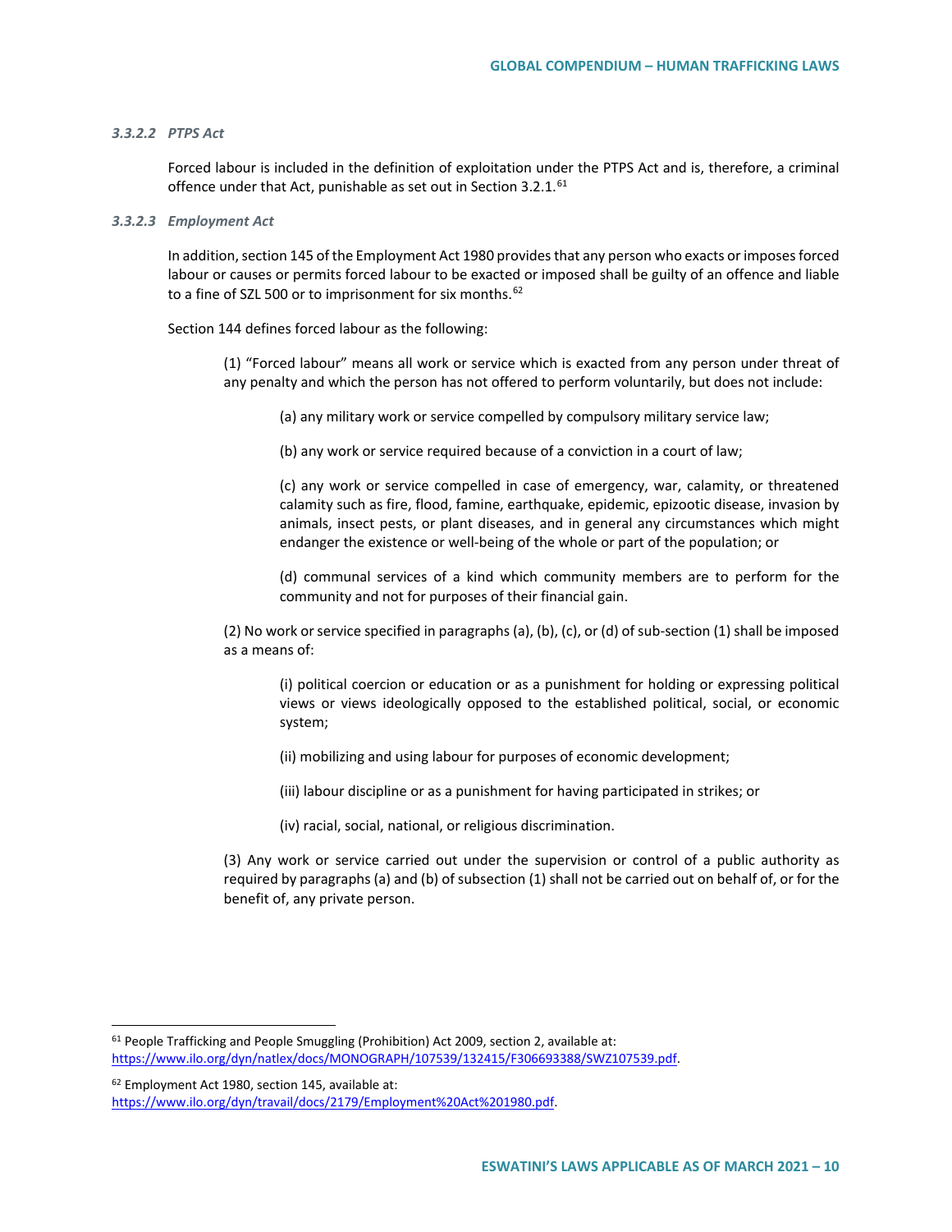#### *3.3.2.2 PTPS Act*

Forced labour is included in the definition of exploitation under the PTPS Act and is, therefore, a criminal offence under that Act, punishable as set out in Section 3.2.1.[61]

#### *3.3.2.3 Employment Act*

In addition, section 145 of the Employment Act 1980 provides that any person who exacts or imposes forced labour or causes or permits forced labour to be exacted or imposed shall be guilty of an offence and liable to a fine of SZL 500 or to imprisonment for six months.[62]

Section 144 defines forced labour as the following:

> (1) "Forced labour" means all work or service which is exacted from any person under threat of any penalty and which the person has not offered to perform voluntarily, but does not include:
>
> > (a) any military work or service compelled by compulsory military service law;
> >
> > (b) any work or service required because of a conviction in a court of law;
> >
> > (c) any work or service compelled in case of emergency, war, calamity, or threatened calamity such as fire, flood, famine, earthquake, epidemic, epizootic disease, invasion by animals, insect pests, or plant diseases, and in general any circumstances which might endanger the existence or well-being of the whole or part of the population; or
> >
> > (d) communal services of a kind which community members are to perform for the community and not for purposes of their financial gain.
>
> (2) No work or service specified in paragraphs (a), (b), (c), or (d) of sub-section (1) shall be imposed as a means of:
>
> > (i) political coercion or education or as a punishment for holding or expressing political views or views ideologically opposed to the established political, social, or economic system;
> >
> > (ii) mobilizing and using labour for purposes of economic development;
> >
> > (iii) labour discipline or as a punishment for having participated in strikes; or
> >
> > (iv) racial, social, national, or religious discrimination.
>
> (3) Any work or service carried out under the supervision or control of a public authority as required by paragraphs (a) and (b) of subsection (1) shall not be carried out on behalf of, or for the benefit of, any private person.

---

[61] People Trafficking and People Smuggling (Prohibition) Act 2009, section 2, available at: https://www.ilo.org/dyn/natlex/docs/MONOGRAPH/107539/132415/F306693388/SWZ107539.pdf.

[62] Employment Act 1980, section 145, available at: https://www.ilo.org/dyn/travail/docs/2179/Employment%20Act%201980.pdf.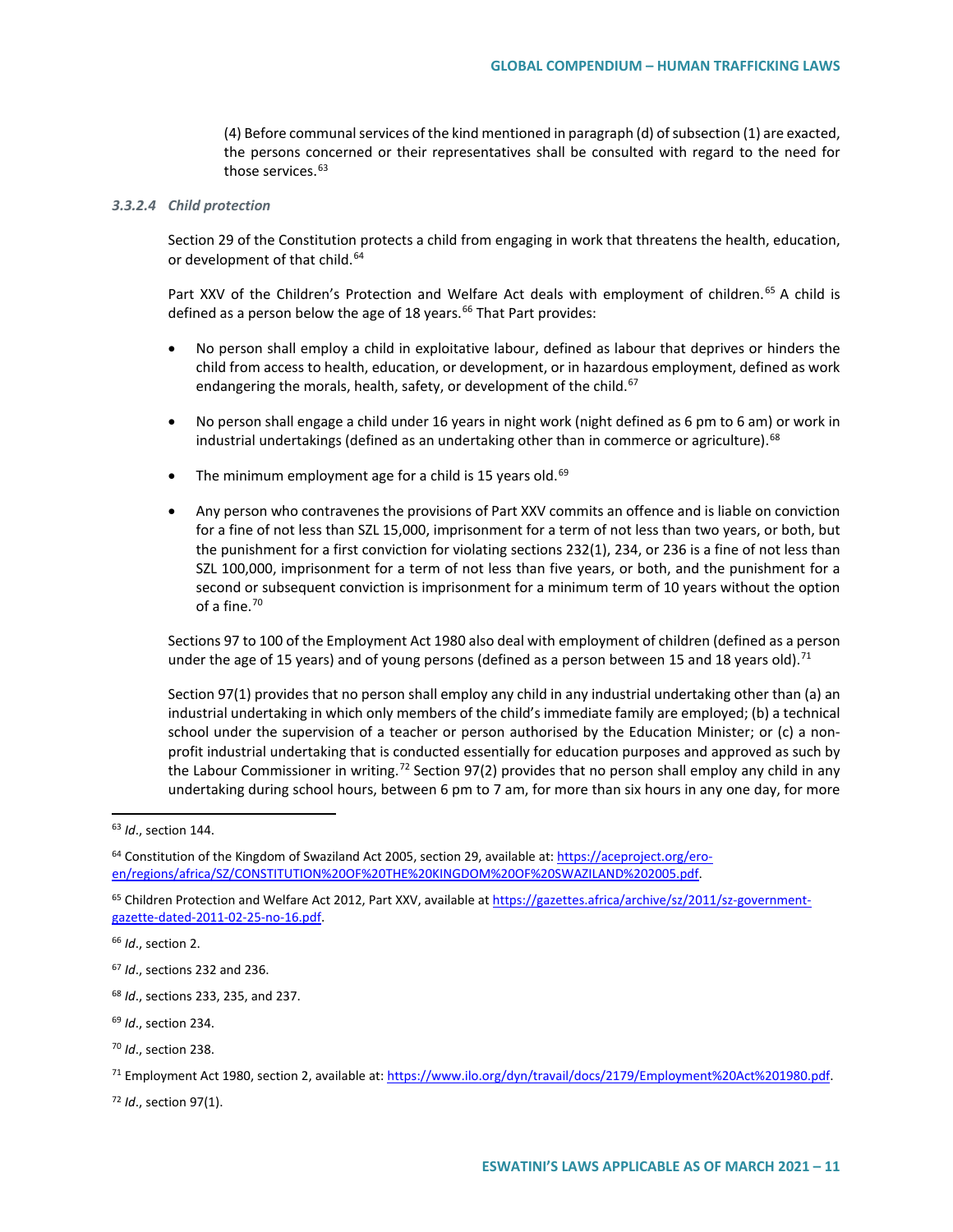(4) Before communal services of the kind mentioned in paragraph (d) of subsection (1) are exacted, the persons concerned or their representatives shall be consulted with regard to the need for those services.[63]

#### *3.3.2.4 Child protection*

Section 29 of the Constitution protects a child from engaging in work that threatens the health, education, or development of that child.[64]

Part XXV of the Children's Protection and Welfare Act deals with employment of children.[65] A child is defined as a person below the age of 18 years.[66] That Part provides:

- No person shall employ a child in exploitative labour, defined as labour that deprives or hinders the child from access to health, education, or development, or in hazardous employment, defined as work endangering the morals, health, safety, or development of the child.[67]
- No person shall engage a child under 16 years in night work (night defined as 6 pm to 6 am) or work in industrial undertakings (defined as an undertaking other than in commerce or agriculture).[68]
- The minimum employment age for a child is 15 years old.[69]
- Any person who contravenes the provisions of Part XXV commits an offence and is liable on conviction for a fine of not less than SZL 15,000, imprisonment for a term of not less than two years, or both, but the punishment for a first conviction for violating sections 232(1), 234, or 236 is a fine of not less than SZL 100,000, imprisonment for a term of not less than five years, or both, and the punishment for a second or subsequent conviction is imprisonment for a minimum term of 10 years without the option of a fine.[70]

Sections 97 to 100 of the Employment Act 1980 also deal with employment of children (defined as a person under the age of 15 years) and of young persons (defined as a person between 15 and 18 years old).[71]

Section 97(1) provides that no person shall employ any child in any industrial undertaking other than (a) an industrial undertaking in which only members of the child's immediate family are employed; (b) a technical school under the supervision of a teacher or person authorised by the Education Minister; or (c) a non-profit industrial undertaking that is conducted essentially for education purposes and approved as such by the Labour Commissioner in writing.[72] Section 97(2) provides that no person shall employ any child in any undertaking during school hours, between 6 pm to 7 am, for more than six hours in any one day, for more

---

[63] *Id*., section 144.

[64] Constitution of the Kingdom of Swaziland Act 2005, section 29, available at: https://aceproject.org/ero-en/regions/africa/SZ/CONSTITUTION%20OF%20THE%20KINGDOM%20OF%20SWAZILAND%202005.pdf.

[65] Children Protection and Welfare Act 2012, Part XXV, available at https://gazettes.africa/archive/sz/2011/sz-government-gazette-dated-2011-02-25-no-16.pdf.

[66] *Id*., section 2.

[67] *Id*., sections 232 and 236.

[68] *Id*., sections 233, 235, and 237.

[69] *Id*., section 234.

[70] *Id*., section 238.

[71] Employment Act 1980, section 2, available at: https://www.ilo.org/dyn/travail/docs/2179/Employment%20Act%201980.pdf.

[72] *Id*., section 97(1).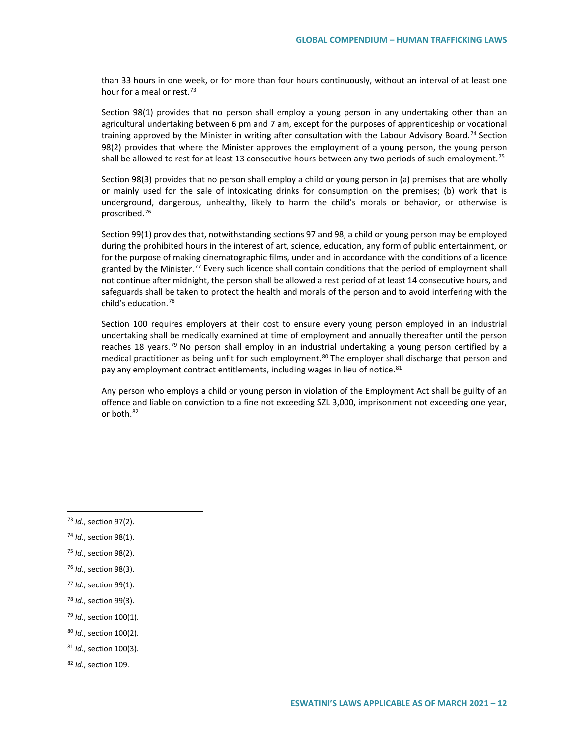than 33 hours in one week, or for more than four hours continuously, without an interval of at least one hour for a meal or rest.[73]

Section 98(1) provides that no person shall employ a young person in any undertaking other than an agricultural undertaking between 6 pm and 7 am, except for the purposes of apprenticeship or vocational training approved by the Minister in writing after consultation with the Labour Advisory Board.[74] Section 98(2) provides that where the Minister approves the employment of a young person, the young person shall be allowed to rest for at least 13 consecutive hours between any two periods of such employment.[75]

Section 98(3) provides that no person shall employ a child or young person in (a) premises that are wholly or mainly used for the sale of intoxicating drinks for consumption on the premises; (b) work that is underground, dangerous, unhealthy, likely to harm the child's morals or behavior, or otherwise is proscribed.[76]

Section 99(1) provides that, notwithstanding sections 97 and 98, a child or young person may be employed during the prohibited hours in the interest of art, science, education, any form of public entertainment, or for the purpose of making cinematographic films, under and in accordance with the conditions of a licence granted by the Minister.[77] Every such licence shall contain conditions that the period of employment shall not continue after midnight, the person shall be allowed a rest period of at least 14 consecutive hours, and safeguards shall be taken to protect the health and morals of the person and to avoid interfering with the child's education.[78]

Section 100 requires employers at their cost to ensure every young person employed in an industrial undertaking shall be medically examined at time of employment and annually thereafter until the person reaches 18 years.[79] No person shall employ in an industrial undertaking a young person certified by a medical practitioner as being unfit for such employment.[80] The employer shall discharge that person and pay any employment contract entitlements, including wages in lieu of notice.[81]

Any person who employs a child or young person in violation of the Employment Act shall be guilty of an offence and liable on conviction to a fine not exceeding SZL 3,000, imprisonment not exceeding one year, or both.[82]

---

[73] *Id*., section 97(2).

[74] *Id*., section 98(1).

[75] *Id*., section 98(2).

[76] *Id*., section 98(3).

[77] *Id*., section 99(1).

[78] *Id*., section 99(3).

[79] *Id*., section 100(1).

[80] *Id*., section 100(2).

[81] *Id*., section 100(3).

[82] *Id*., section 109.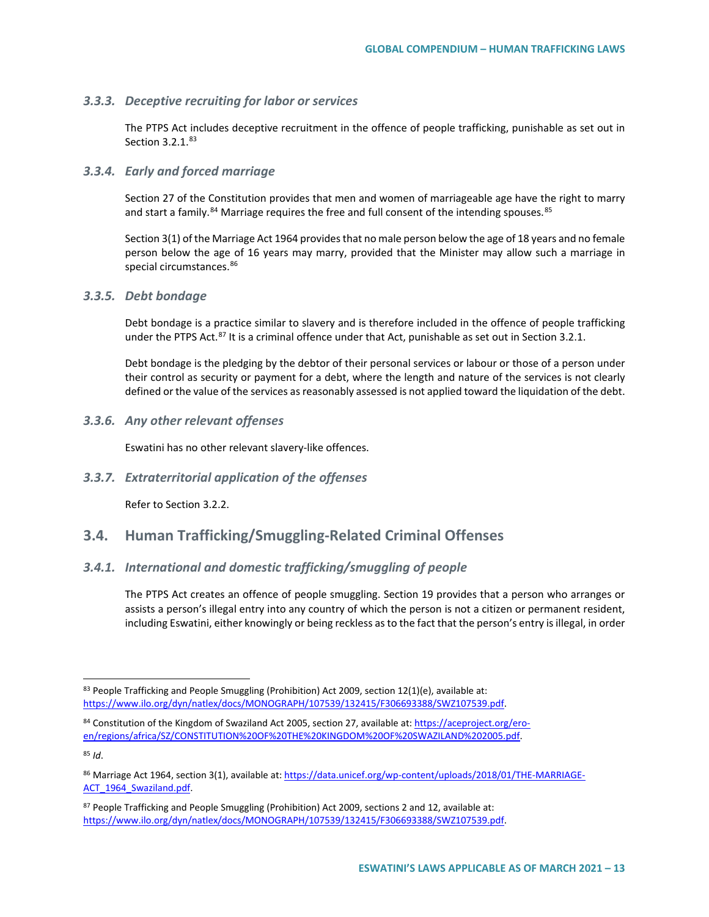### 3.3.3. Deceptive recruiting for labor or services

The PTPS Act includes deceptive recruitment in the offence of people trafficking, punishable as set out in Section 3.2.1.[83]

### 3.3.4. Early and forced marriage

Section 27 of the Constitution provides that men and women of marriageable age have the right to marry and start a family.[84] Marriage requires the free and full consent of the intending spouses.[85]

Section 3(1) of the Marriage Act 1964 provides that no male person below the age of 18 years and no female person below the age of 16 years may marry, provided that the Minister may allow such a marriage in special circumstances.[86]

### 3.3.5. Debt bondage

Debt bondage is a practice similar to slavery and is therefore included in the offence of people trafficking under the PTPS Act.[87] It is a criminal offence under that Act, punishable as set out in Section 3.2.1.

Debt bondage is the pledging by the debtor of their personal services or labour or those of a person under their control as security or payment for a debt, where the length and nature of the services is not clearly defined or the value of the services as reasonably assessed is not applied toward the liquidation of the debt.

### 3.3.6. Any other relevant offenses

Eswatini has no other relevant slavery-like offences.

### 3.3.7. Extraterritorial application of the offenses

Refer to Section 3.2.2.

## 3.4. Human Trafficking/Smuggling-Related Criminal Offenses

### 3.4.1. International and domestic trafficking/smuggling of people

The PTPS Act creates an offence of people smuggling. Section 19 provides that a person who arranges or assists a person's illegal entry into any country of which the person is not a citizen or permanent resident, including Eswatini, either knowingly or being reckless as to the fact that the person's entry is illegal, in order

---

[83] People Trafficking and People Smuggling (Prohibition) Act 2009, section 12(1)(e), available at: https://www.ilo.org/dyn/natlex/docs/MONOGRAPH/107539/132415/F306693388/SWZ107539.pdf.

[84] Constitution of the Kingdom of Swaziland Act 2005, section 27, available at: https://aceproject.org/ero-en/regions/africa/SZ/CONSTITUTION%20OF%20THE%20KINGDOM%20OF%20SWAZILAND%202005.pdf.

[85] *Id*.

[86] Marriage Act 1964, section 3(1), available at: https://data.unicef.org/wp-content/uploads/2018/01/THE-MARRIAGE-ACT_1964_Swaziland.pdf.

[87] People Trafficking and People Smuggling (Prohibition) Act 2009, sections 2 and 12, available at: https://www.ilo.org/dyn/natlex/docs/MONOGRAPH/107539/132415/F306693388/SWZ107539.pdf.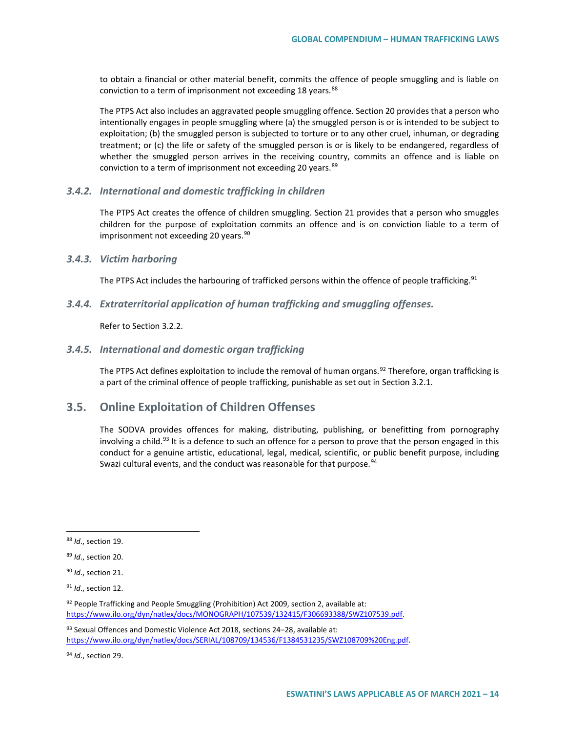to obtain a financial or other material benefit, commits the offence of people smuggling and is liable on conviction to a term of imprisonment not exceeding 18 years.[88]

The PTPS Act also includes an aggravated people smuggling offence. Section 20 provides that a person who intentionally engages in people smuggling where (a) the smuggled person is or is intended to be subject to exploitation; (b) the smuggled person is subjected to torture or to any other cruel, inhuman, or degrading treatment; or (c) the life or safety of the smuggled person is or is likely to be endangered, regardless of whether the smuggled person arrives in the receiving country, commits an offence and is liable on conviction to a term of imprisonment not exceeding 20 years.[89]

### *3.4.2. International and domestic trafficking in children*

The PTPS Act creates the offence of children smuggling. Section 21 provides that a person who smuggles children for the purpose of exploitation commits an offence and is on conviction liable to a term of imprisonment not exceeding 20 years.[90]

### *3.4.3. Victim harboring*

The PTPS Act includes the harbouring of trafficked persons within the offence of people trafficking.[91]

### *3.4.4. Extraterritorial application of human trafficking and smuggling offenses.*

Refer to Section 3.2.2.

### *3.4.5. International and domestic organ trafficking*

The PTPS Act defines exploitation to include the removal of human organs.[92] Therefore, organ trafficking is a part of the criminal offence of people trafficking, punishable as set out in Section 3.2.1.

## 3.5. Online Exploitation of Children Offenses

The SODVA provides offences for making, distributing, publishing, or benefitting from pornography involving a child.[93] It is a defence to such an offence for a person to prove that the person engaged in this conduct for a genuine artistic, educational, legal, medical, scientific, or public benefit purpose, including Swazi cultural events, and the conduct was reasonable for that purpose.[94]

---

[88] *Id*., section 19.

[89] *Id*., section 20.

[90] *Id*., section 21.

[91] *Id*., section 12.

[92] People Trafficking and People Smuggling (Prohibition) Act 2009, section 2, available at: https://www.ilo.org/dyn/natlex/docs/MONOGRAPH/107539/132415/F306693388/SWZ107539.pdf.

[93] Sexual Offences and Domestic Violence Act 2018, sections 24–28, available at: https://www.ilo.org/dyn/natlex/docs/SERIAL/108709/134536/F1384531235/SWZ108709%20Eng.pdf.

[94] *Id*., section 29.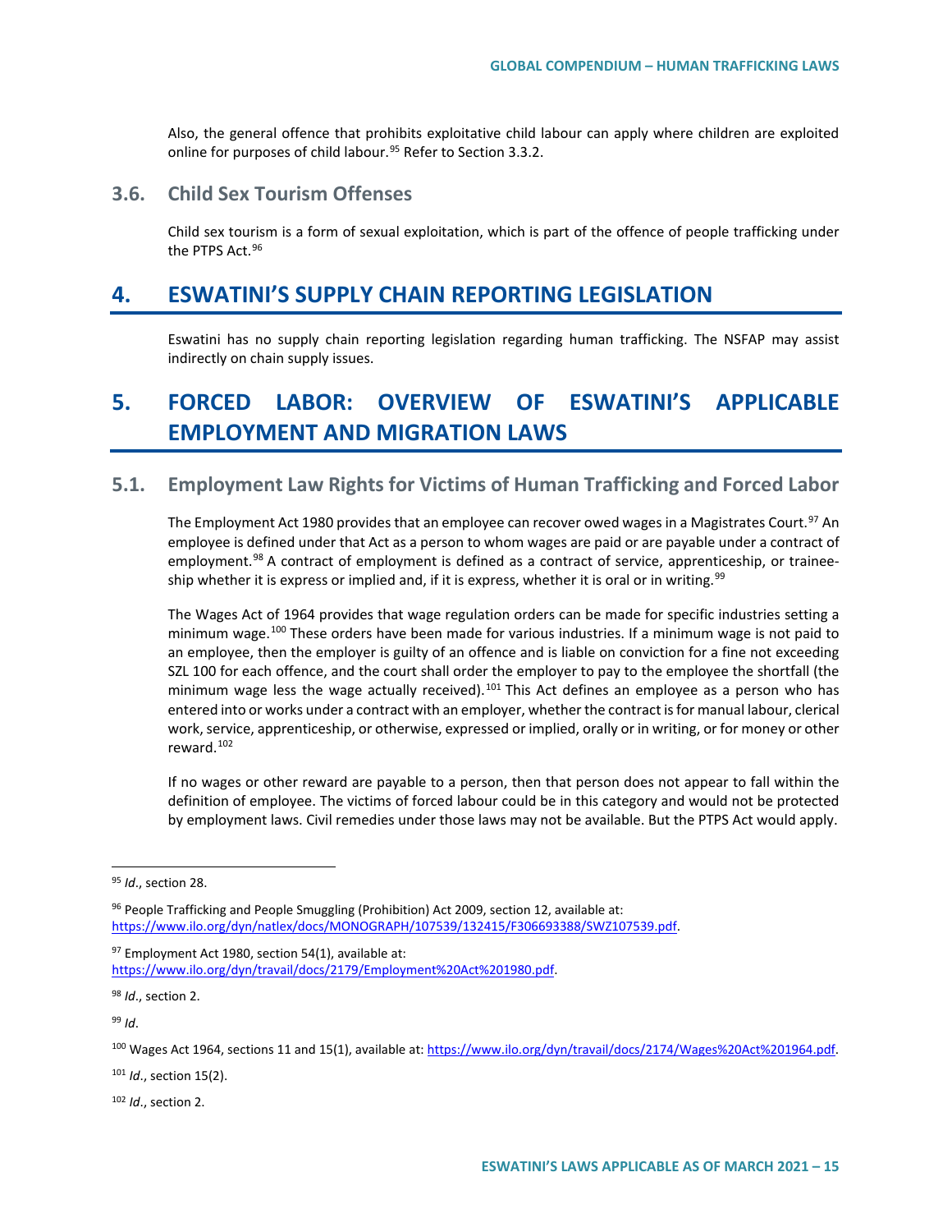Also, the general offence that prohibits exploitative child labour can apply where children are exploited online for purposes of child labour.[95] Refer to Section 3.3.2.

### 3.6. Child Sex Tourism Offenses

Child sex tourism is a form of sexual exploitation, which is part of the offence of people trafficking under the PTPS Act.[96]

## 4. ESWATINI'S SUPPLY CHAIN REPORTING LEGISLATION

Eswatini has no supply chain reporting legislation regarding human trafficking. The NSFAP may assist indirectly on chain supply issues.

## 5. FORCED LABOR: OVERVIEW OF ESWATINI'S APPLICABLE EMPLOYMENT AND MIGRATION LAWS

### 5.1. Employment Law Rights for Victims of Human Trafficking and Forced Labor

The Employment Act 1980 provides that an employee can recover owed wages in a Magistrates Court.[97] An employee is defined under that Act as a person to whom wages are paid or are payable under a contract of employment.[98] A contract of employment is defined as a contract of service, apprenticeship, or traineeship whether it is express or implied and, if it is express, whether it is oral or in writing.[99]

The Wages Act of 1964 provides that wage regulation orders can be made for specific industries setting a minimum wage.[100] These orders have been made for various industries. If a minimum wage is not paid to an employee, then the employer is guilty of an offence and is liable on conviction for a fine not exceeding SZL 100 for each offence, and the court shall order the employer to pay to the employee the shortfall (the minimum wage less the wage actually received).[101] This Act defines an employee as a person who has entered into or works under a contract with an employer, whether the contract is for manual labour, clerical work, service, apprenticeship, or otherwise, expressed or implied, orally or in writing, or for money or other reward.[102]

If no wages or other reward are payable to a person, then that person does not appear to fall within the definition of employee. The victims of forced labour could be in this category and would not be protected by employment laws. Civil remedies under those laws may not be available. But the PTPS Act would apply.

---

[95] *Id*., section 28.

[96] People Trafficking and People Smuggling (Prohibition) Act 2009, section 12, available at: https://www.ilo.org/dyn/natlex/docs/MONOGRAPH/107539/132415/F306693388/SWZ107539.pdf.

[97] Employment Act 1980, section 54(1), available at: https://www.ilo.org/dyn/travail/docs/2179/Employment%20Act%201980.pdf.

[98] *Id*., section 2.

[99] *Id*.

[100] Wages Act 1964, sections 11 and 15(1), available at: https://www.ilo.org/dyn/travail/docs/2174/Wages%20Act%201964.pdf.

[101] *Id*., section 15(2).

[102] *Id*., section 2.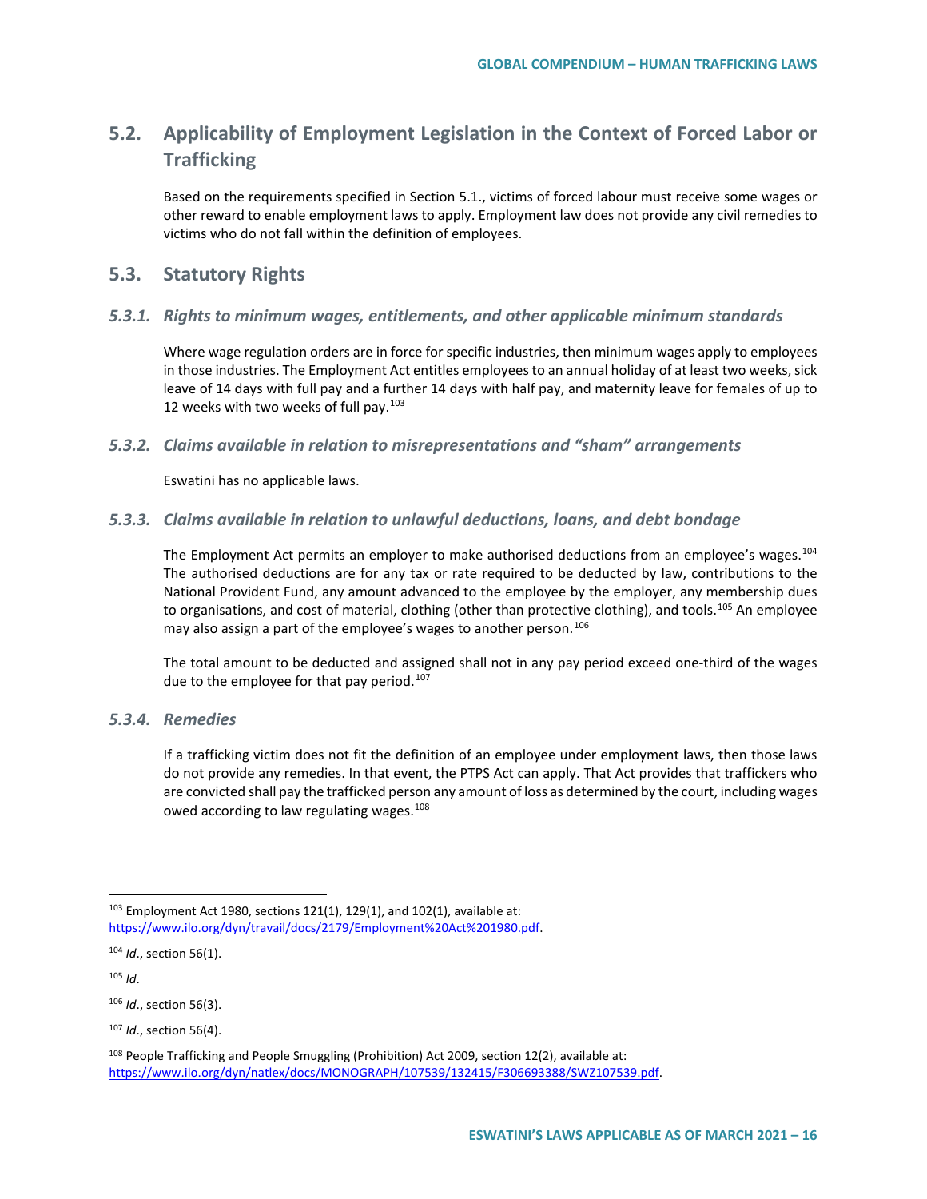## 5.2. Applicability of Employment Legislation in the Context of Forced Labor or Trafficking

Based on the requirements specified in Section 5.1., victims of forced labour must receive some wages or other reward to enable employment laws to apply. Employment law does not provide any civil remedies to victims who do not fall within the definition of employees.

## 5.3. Statutory Rights

### *5.3.1. Rights to minimum wages, entitlements, and other applicable minimum standards*

Where wage regulation orders are in force for specific industries, then minimum wages apply to employees in those industries. The Employment Act entitles employees to an annual holiday of at least two weeks, sick leave of 14 days with full pay and a further 14 days with half pay, and maternity leave for females of up to 12 weeks with two weeks of full pay.[103]

### *5.3.2. Claims available in relation to misrepresentations and "sham" arrangements*

Eswatini has no applicable laws.

### *5.3.3. Claims available in relation to unlawful deductions, loans, and debt bondage*

The Employment Act permits an employer to make authorised deductions from an employee's wages.[104] The authorised deductions are for any tax or rate required to be deducted by law, contributions to the National Provident Fund, any amount advanced to the employee by the employer, any membership dues to organisations, and cost of material, clothing (other than protective clothing), and tools.[105] An employee may also assign a part of the employee's wages to another person.[106]

The total amount to be deducted and assigned shall not in any pay period exceed one-third of the wages due to the employee for that pay period.[107]

### *5.3.4. Remedies*

If a trafficking victim does not fit the definition of an employee under employment laws, then those laws do not provide any remedies. In that event, the PTPS Act can apply. That Act provides that traffickers who are convicted shall pay the trafficked person any amount of loss as determined by the court, including wages owed according to law regulating wages.[108]

---

[103] Employment Act 1980, sections 121(1), 129(1), and 102(1), available at: https://www.ilo.org/dyn/travail/docs/2179/Employment%20Act%201980.pdf.

[104] *Id*., section 56(1).

[105] *Id*.

[106] *Id*., section 56(3).

[107] *Id*., section 56(4).

[108] People Trafficking and People Smuggling (Prohibition) Act 2009, section 12(2), available at: https://www.ilo.org/dyn/natlex/docs/MONOGRAPH/107539/132415/F306693388/SWZ107539.pdf.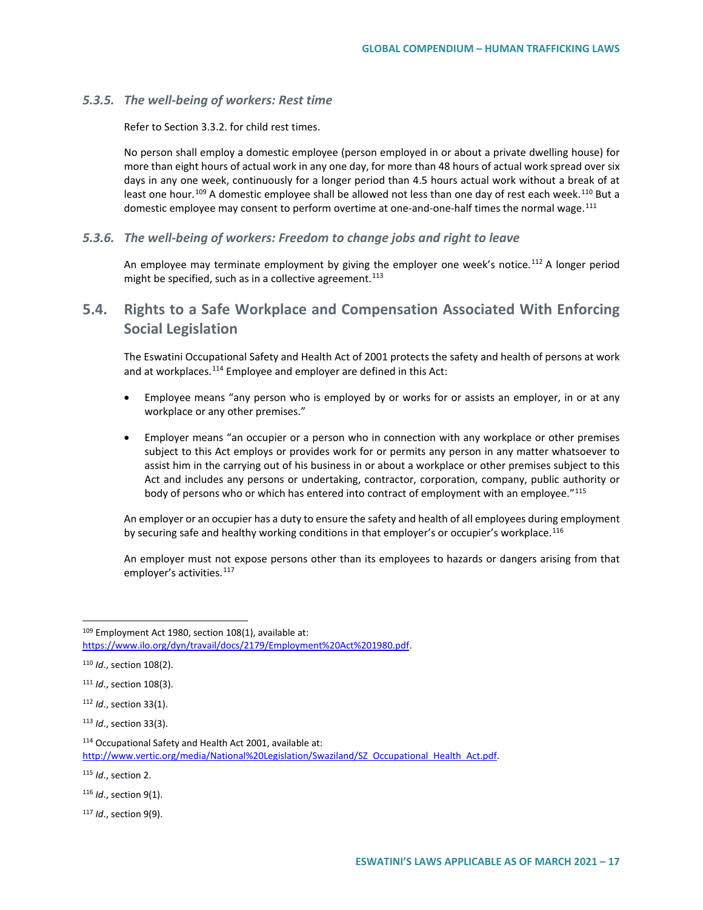### 5.3.5. *The well-being of workers: Rest time*

Refer to Section 3.3.2. for child rest times.

No person shall employ a domestic employee (person employed in or about a private dwelling house) for more than eight hours of actual work in any one day, for more than 48 hours of actual work spread over six days in any one week, continuously for a longer period than 4.5 hours actual work without a break of at least one hour.[109] A domestic employee shall be allowed not less than one day of rest each week.[110] But a domestic employee may consent to perform overtime at one-and-one-half times the normal wage.[111]

### 5.3.6. *The well-being of workers: Freedom to change jobs and right to leave*

An employee may terminate employment by giving the employer one week's notice.[112] A longer period might be specified, such as in a collective agreement.[113]

## 5.4. Rights to a Safe Workplace and Compensation Associated With Enforcing Social Legislation

The Eswatini Occupational Safety and Health Act of 2001 protects the safety and health of persons at work and at workplaces.[114] Employee and employer are defined in this Act:

- Employee means "any person who is employed by or works for or assists an employer, in or at any workplace or any other premises."
- Employer means "an occupier or a person who in connection with any workplace or other premises subject to this Act employs or provides work for or permits any person in any matter whatsoever to assist him in the carrying out of his business in or about a workplace or other premises subject to this Act and includes any persons or undertaking, contractor, corporation, company, public authority or body of persons who or which has entered into contract of employment with an employee."[115]

An employer or an occupier has a duty to ensure the safety and health of all employees during employment by securing safe and healthy working conditions in that employer's or occupier's workplace.[116]

An employer must not expose persons other than its employees to hazards or dangers arising from that employer's activities.[117]

---

[109] Employment Act 1980, section 108(1), available at: https://www.ilo.org/dyn/travail/docs/2179/Employment%20Act%201980.pdf.

[110] *Id*., section 108(2).

[111] *Id*., section 108(3).

[112] *Id*., section 33(1).

[113] *Id*., section 33(3).

[114] Occupational Safety and Health Act 2001, available at: http://www.vertic.org/media/National%20Legislation/Swaziland/SZ_Occupational_Health_Act.pdf.

[115] *Id*., section 2.

[116] *Id*., section 9(1).

[117] *Id*., section 9(9).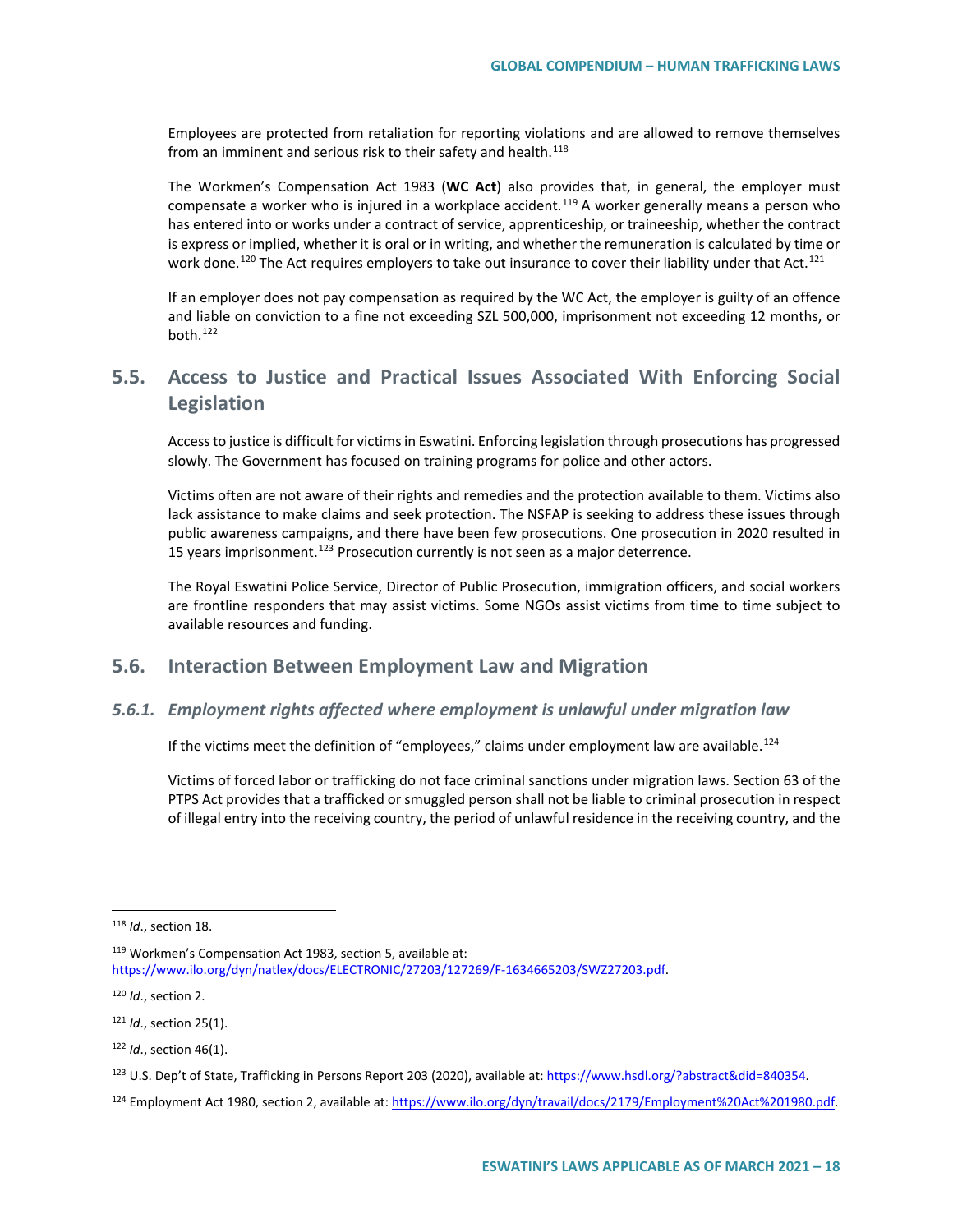Employees are protected from retaliation for reporting violations and are allowed to remove themselves from an imminent and serious risk to their safety and health.[118]

The Workmen's Compensation Act 1983 (**WC Act**) also provides that, in general, the employer must compensate a worker who is injured in a workplace accident.[119] A worker generally means a person who has entered into or works under a contract of service, apprenticeship, or traineeship, whether the contract is express or implied, whether it is oral or in writing, and whether the remuneration is calculated by time or work done.[120] The Act requires employers to take out insurance to cover their liability under that Act.[121]

If an employer does not pay compensation as required by the WC Act, the employer is guilty of an offence and liable on conviction to a fine not exceeding SZL 500,000, imprisonment not exceeding 12 months, or both.[122]

## 5.5. Access to Justice and Practical Issues Associated With Enforcing Social Legislation

Access to justice is difficult for victims in Eswatini. Enforcing legislation through prosecutions has progressed slowly. The Government has focused on training programs for police and other actors.

Victims often are not aware of their rights and remedies and the protection available to them. Victims also lack assistance to make claims and seek protection. The NSFAP is seeking to address these issues through public awareness campaigns, and there have been few prosecutions. One prosecution in 2020 resulted in 15 years imprisonment.[123] Prosecution currently is not seen as a major deterrence.

The Royal Eswatini Police Service, Director of Public Prosecution, immigration officers, and social workers are frontline responders that may assist victims. Some NGOs assist victims from time to time subject to available resources and funding.

## 5.6. Interaction Between Employment Law and Migration

### *5.6.1. Employment rights affected where employment is unlawful under migration law*

If the victims meet the definition of "employees," claims under employment law are available.[124]

Victims of forced labor or trafficking do not face criminal sanctions under migration laws. Section 63 of the PTPS Act provides that a trafficked or smuggled person shall not be liable to criminal prosecution in respect of illegal entry into the receiving country, the period of unlawful residence in the receiving country, and the

---

[118] *Id*., section 18.

[119] Workmen's Compensation Act 1983, section 5, available at: https://www.ilo.org/dyn/natlex/docs/ELECTRONIC/27203/127269/F-1634665203/SWZ27203.pdf.

[120] *Id*., section 2.

[121] *Id*., section 25(1).

[122] *Id*., section 46(1).

[123] U.S. Dep't of State, Trafficking in Persons Report 203 (2020), available at: https://www.hsdl.org/?abstract&did=840354.

[124] Employment Act 1980, section 2, available at: https://www.ilo.org/dyn/travail/docs/2179/Employment%20Act%201980.pdf.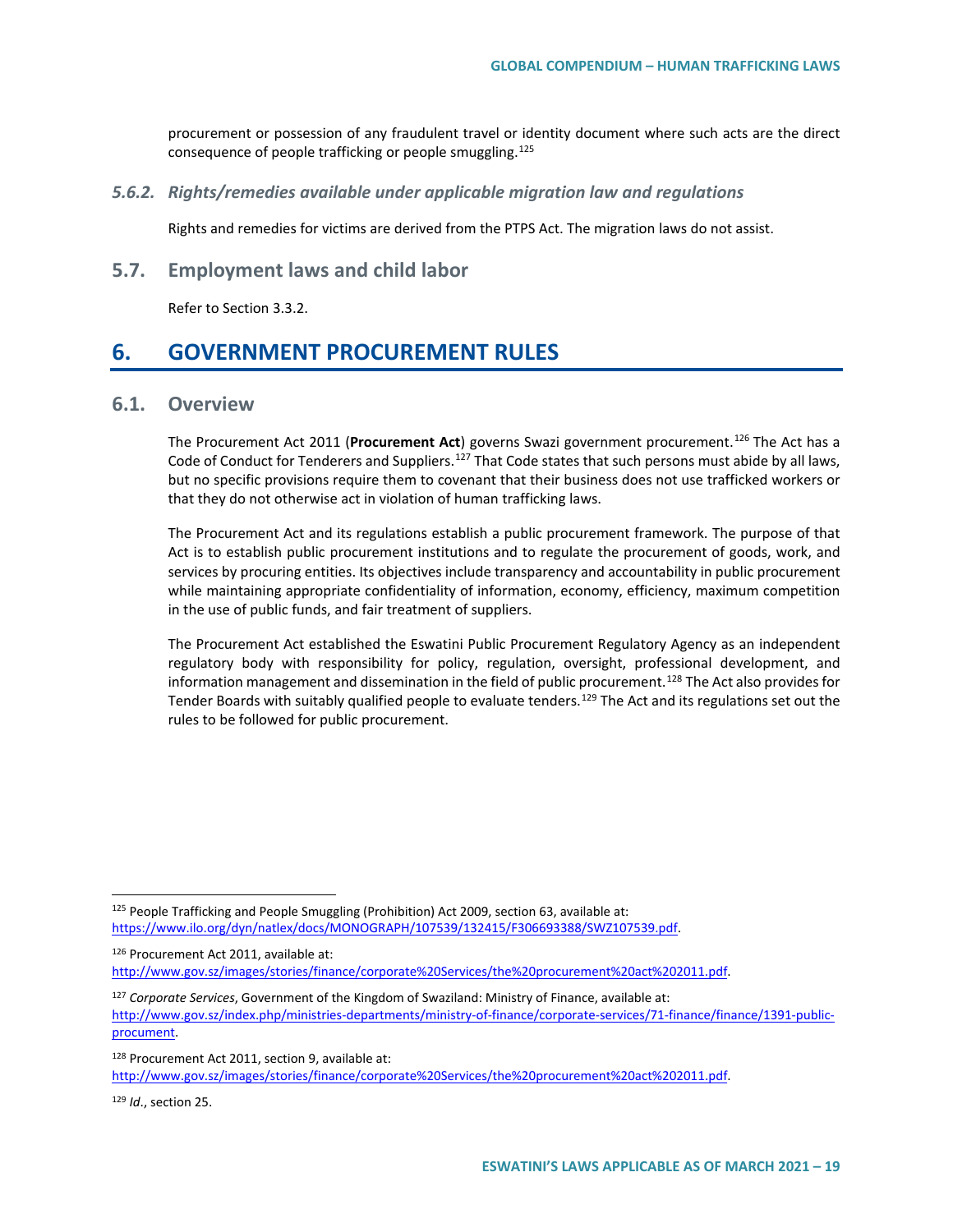procurement or possession of any fraudulent travel or identity document where such acts are the direct consequence of people trafficking or people smuggling.[125]

#### *5.6.2. Rights/remedies available under applicable migration law and regulations*

Rights and remedies for victims are derived from the PTPS Act. The migration laws do not assist.

### 5.7. Employment laws and child labor

Refer to Section 3.3.2.

## 6. GOVERNMENT PROCUREMENT RULES

### 6.1. Overview

The Procurement Act 2011 (**Procurement Act**) governs Swazi government procurement.[126] The Act has a Code of Conduct for Tenderers and Suppliers.[127] That Code states that such persons must abide by all laws, but no specific provisions require them to covenant that their business does not use trafficked workers or that they do not otherwise act in violation of human trafficking laws.

The Procurement Act and its regulations establish a public procurement framework. The purpose of that Act is to establish public procurement institutions and to regulate the procurement of goods, work, and services by procuring entities. Its objectives include transparency and accountability in public procurement while maintaining appropriate confidentiality of information, economy, efficiency, maximum competition in the use of public funds, and fair treatment of suppliers.

The Procurement Act established the Eswatini Public Procurement Regulatory Agency as an independent regulatory body with responsibility for policy, regulation, oversight, professional development, and information management and dissemination in the field of public procurement.[128] The Act also provides for Tender Boards with suitably qualified people to evaluate tenders.[129] The Act and its regulations set out the rules to be followed for public procurement.

---

[125] People Trafficking and People Smuggling (Prohibition) Act 2009, section 63, available at: https://www.ilo.org/dyn/natlex/docs/MONOGRAPH/107539/132415/F306693388/SWZ107539.pdf.

[126] Procurement Act 2011, available at: http://www.gov.sz/images/stories/finance/corporate%20Services/the%20procurement%20act%202011.pdf.

[127] *Corporate Services*, Government of the Kingdom of Swaziland: Ministry of Finance, available at: http://www.gov.sz/index.php/ministries-departments/ministry-of-finance/corporate-services/71-finance/finance/1391-public-procument.

[128] Procurement Act 2011, section 9, available at: http://www.gov.sz/images/stories/finance/corporate%20Services/the%20procurement%20act%202011.pdf.

[129] *Id*., section 25.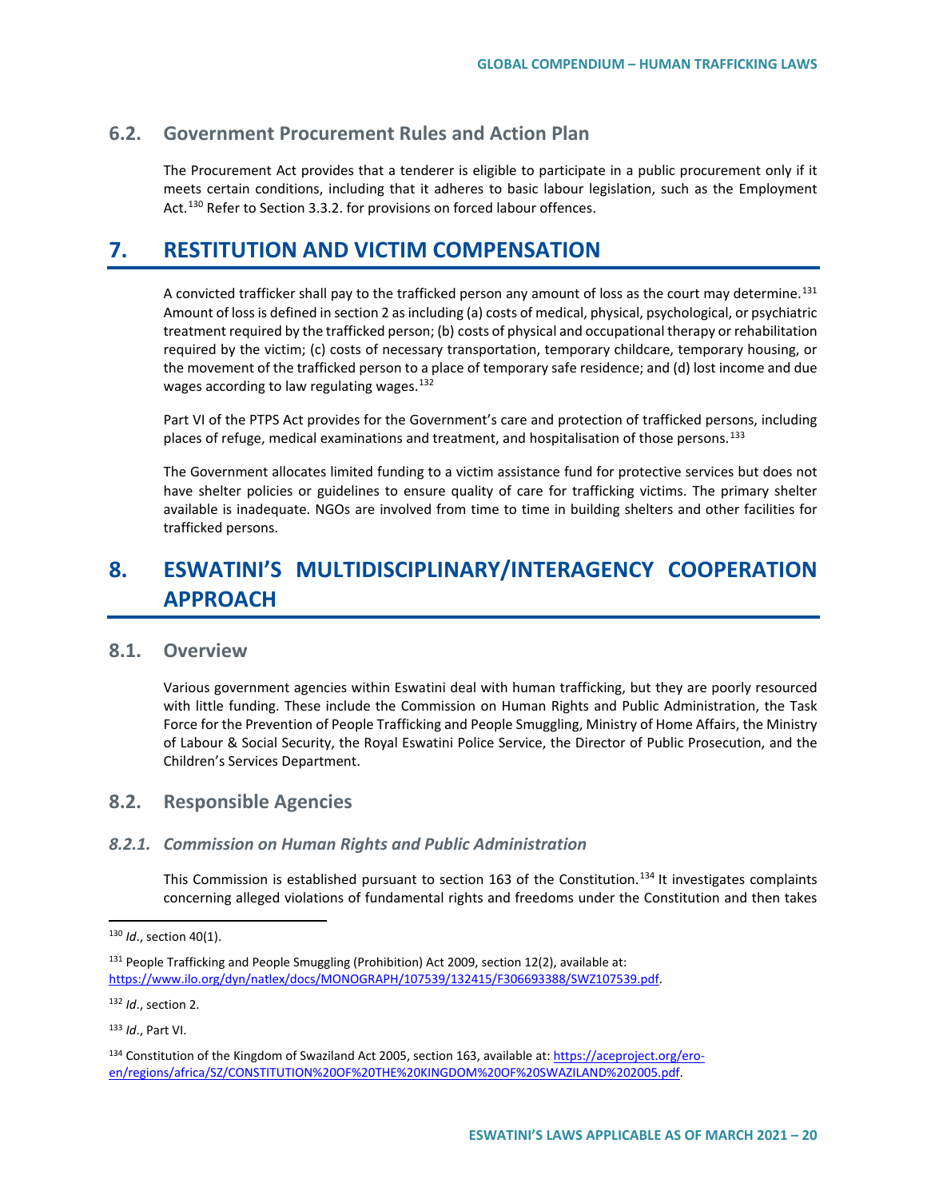### 6.2. Government Procurement Rules and Action Plan

The Procurement Act provides that a tenderer is eligible to participate in a public procurement only if it meets certain conditions, including that it adheres to basic labour legislation, such as the Employment Act.[130] Refer to Section 3.3.2. for provisions on forced labour offences.

## 7. RESTITUTION AND VICTIM COMPENSATION

A convicted trafficker shall pay to the trafficked person any amount of loss as the court may determine.[131] Amount of loss is defined in section 2 as including (a) costs of medical, physical, psychological, or psychiatric treatment required by the trafficked person; (b) costs of physical and occupational therapy or rehabilitation required by the victim; (c) costs of necessary transportation, temporary childcare, temporary housing, or the movement of the trafficked person to a place of temporary safe residence; and (d) lost income and due wages according to law regulating wages.[132]

Part VI of the PTPS Act provides for the Government's care and protection of trafficked persons, including places of refuge, medical examinations and treatment, and hospitalisation of those persons.[133]

The Government allocates limited funding to a victim assistance fund for protective services but does not have shelter policies or guidelines to ensure quality of care for trafficking victims. The primary shelter available is inadequate. NGOs are involved from time to time in building shelters and other facilities for trafficked persons.

## 8. ESWATINI'S MULTIDISCIPLINARY/INTERAGENCY COOPERATION APPROACH

### 8.1. Overview

Various government agencies within Eswatini deal with human trafficking, but they are poorly resourced with little funding. These include the Commission on Human Rights and Public Administration, the Task Force for the Prevention of People Trafficking and People Smuggling, Ministry of Home Affairs, the Ministry of Labour & Social Security, the Royal Eswatini Police Service, the Director of Public Prosecution, and the Children's Services Department.

### 8.2. Responsible Agencies

#### *8.2.1. Commission on Human Rights and Public Administration*

This Commission is established pursuant to section 163 of the Constitution.[134] It investigates complaints concerning alleged violations of fundamental rights and freedoms under the Constitution and then takes

---

[130] *Id*., section 40(1).

[131] People Trafficking and People Smuggling (Prohibition) Act 2009, section 12(2), available at: https://www.ilo.org/dyn/natlex/docs/MONOGRAPH/107539/132415/F306693388/SWZ107539.pdf.

[132] *Id*., section 2.

[133] *Id*., Part VI.

[134] Constitution of the Kingdom of Swaziland Act 2005, section 163, available at: https://aceproject.org/ero-en/regions/africa/SZ/CONSTITUTION%20OF%20THE%20KINGDOM%20OF%20SWAZILAND%202005.pdf.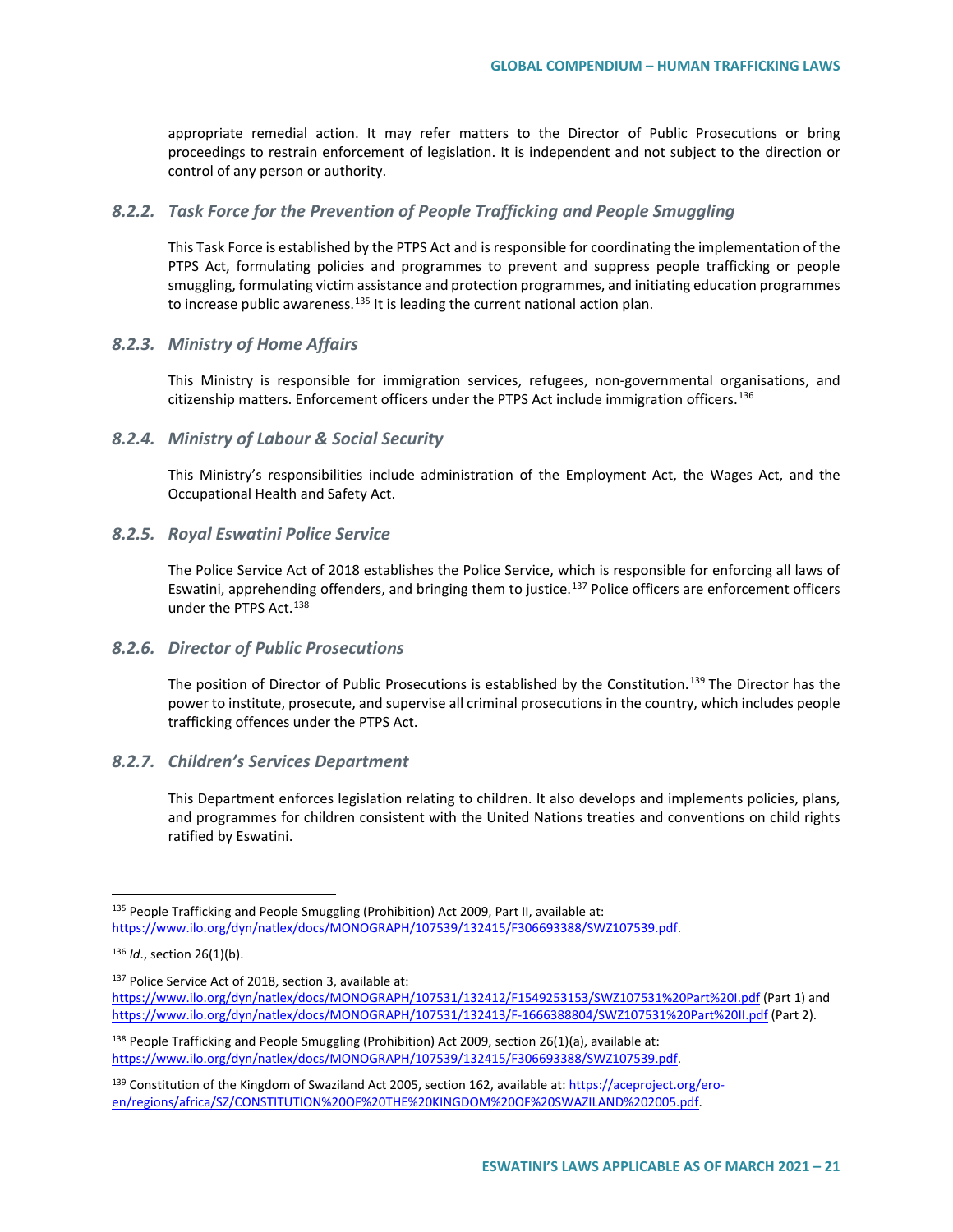appropriate remedial action. It may refer matters to the Director of Public Prosecutions or bring proceedings to restrain enforcement of legislation. It is independent and not subject to the direction or control of any person or authority.

### *8.2.2. Task Force for the Prevention of People Trafficking and People Smuggling*

This Task Force is established by the PTPS Act and is responsible for coordinating the implementation of the PTPS Act, formulating policies and programmes to prevent and suppress people trafficking or people smuggling, formulating victim assistance and protection programmes, and initiating education programmes to increase public awareness.[135] It is leading the current national action plan.

### *8.2.3. Ministry of Home Affairs*

This Ministry is responsible for immigration services, refugees, non-governmental organisations, and citizenship matters. Enforcement officers under the PTPS Act include immigration officers.[136]

### *8.2.4. Ministry of Labour & Social Security*

This Ministry's responsibilities include administration of the Employment Act, the Wages Act, and the Occupational Health and Safety Act.

### *8.2.5. Royal Eswatini Police Service*

The Police Service Act of 2018 establishes the Police Service, which is responsible for enforcing all laws of Eswatini, apprehending offenders, and bringing them to justice.[137] Police officers are enforcement officers under the PTPS Act.[138]

### *8.2.6. Director of Public Prosecutions*

The position of Director of Public Prosecutions is established by the Constitution.[139] The Director has the power to institute, prosecute, and supervise all criminal prosecutions in the country, which includes people trafficking offences under the PTPS Act.

### *8.2.7. Children's Services Department*

This Department enforces legislation relating to children. It also develops and implements policies, plans, and programmes for children consistent with the United Nations treaties and conventions on child rights ratified by Eswatini.

---

[135] People Trafficking and People Smuggling (Prohibition) Act 2009, Part II, available at: https://www.ilo.org/dyn/natlex/docs/MONOGRAPH/107539/132415/F306693388/SWZ107539.pdf.

[136] *Id*., section 26(1)(b).

[137] Police Service Act of 2018, section 3, available at: https://www.ilo.org/dyn/natlex/docs/MONOGRAPH/107531/132412/F1549253153/SWZ107531%20Part%20I.pdf (Part 1) and https://www.ilo.org/dyn/natlex/docs/MONOGRAPH/107531/132413/F-1666388804/SWZ107531%20Part%20II.pdf (Part 2).

[138] People Trafficking and People Smuggling (Prohibition) Act 2009, section 26(1)(a), available at: https://www.ilo.org/dyn/natlex/docs/MONOGRAPH/107539/132415/F306693388/SWZ107539.pdf.

[139] Constitution of the Kingdom of Swaziland Act 2005, section 162, available at: https://aceproject.org/ero-en/regions/africa/SZ/CONSTITUTION%20OF%20THE%20KINGDOM%20OF%20SWAZILAND%202005.pdf.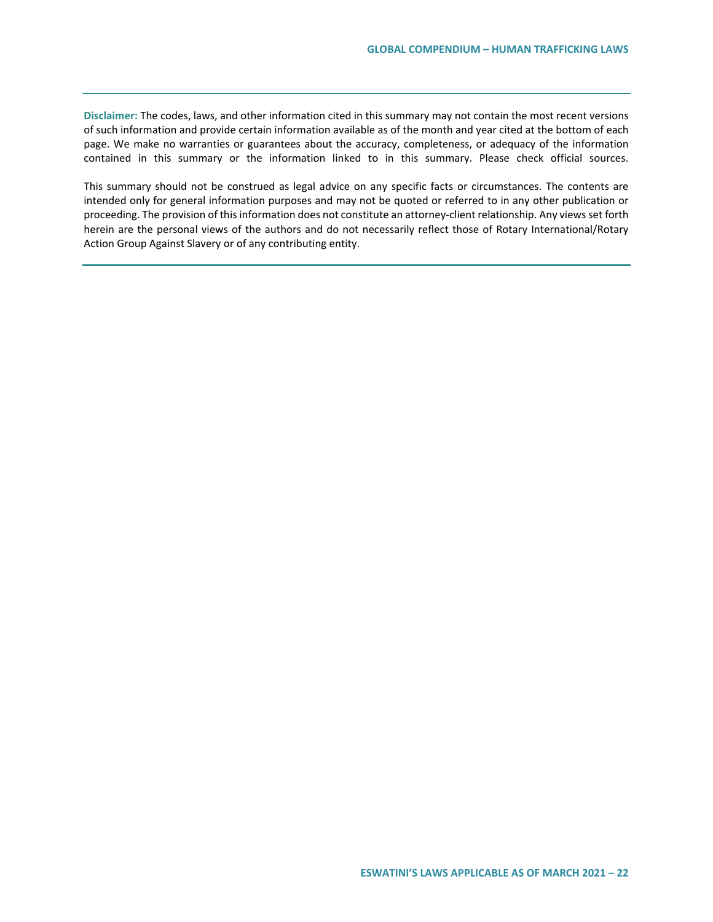**Disclaimer:** The codes, laws, and other information cited in this summary may not contain the most recent versions of such information and provide certain information available as of the month and year cited at the bottom of each page. We make no warranties or guarantees about the accuracy, completeness, or adequacy of the information contained in this summary or the information linked to in this summary. Please check official sources.

This summary should not be construed as legal advice on any specific facts or circumstances. The contents are intended only for general information purposes and may not be quoted or referred to in any other publication or proceeding. The provision of this information does not constitute an attorney-client relationship. Any views set forth herein are the personal views of the authors and do not necessarily reflect those of Rotary International/Rotary Action Group Against Slavery or of any contributing entity.